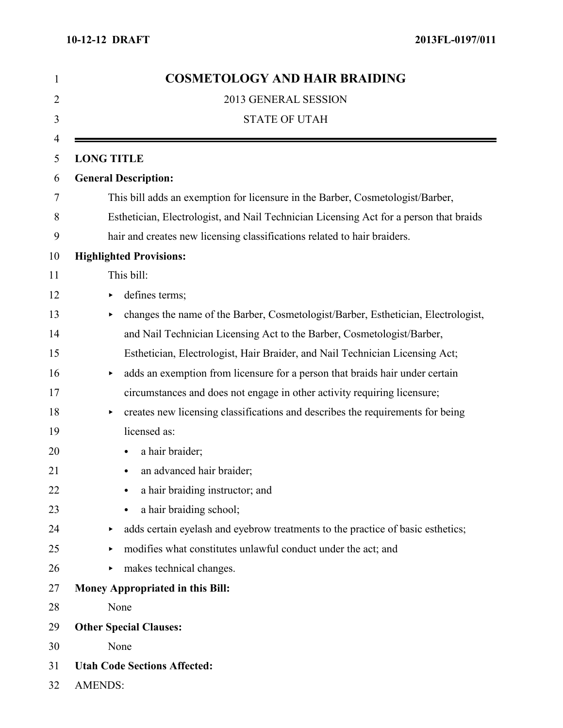# COSMETOLOGY AND HAIR BRAIDING

2013 GENERAL SESSION

STATE OF UTAH

---

**LONG TITLE**

**General Description:**

This bill adds an exemption for licensure in the Barber, Cosmetologist/Barber, Esthetician, Electrologist, and Nail Technician Licensing Act for a person that braids hair and creates new licensing classifications related to hair braiders.

**Highlighted Provisions:**

This bill:

- defines terms;
- changes the name of the Barber, Cosmetologist/Barber, Esthetician, Electrologist, and Nail Technician Licensing Act to the Barber, Cosmetologist/Barber, Esthetician, Electrologist, Hair Braider, and Nail Technician Licensing Act;
- adds an exemption from licensure for a person that braids hair under certain circumstances and does not engage in other activity requiring licensure;
- creates new licensing classifications and describes the requirements for being licensed as:
  - a hair braider;
  - an advanced hair braider;
  - a hair braiding instructor; and
  - a hair braiding school;
- adds certain eyelash and eyebrow treatments to the practice of basic esthetics;
- modifies what constitutes unlawful conduct under the act; and
- makes technical changes.

**Money Appropriated in this Bill:**

None

**Other Special Clauses:**

None

**Utah Code Sections Affected:**

AMENDS: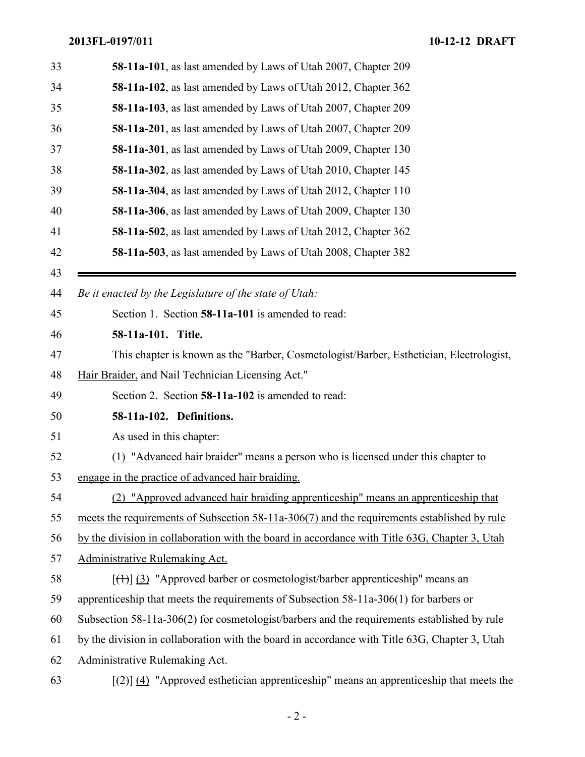**58-11a-101**, as last amended by Laws of Utah 2007, Chapter 209

**58-11a-102**, as last amended by Laws of Utah 2012, Chapter 362

**58-11a-103**, as last amended by Laws of Utah 2007, Chapter 209

**58-11a-201**, as last amended by Laws of Utah 2007, Chapter 209

**58-11a-301**, as last amended by Laws of Utah 2009, Chapter 130

**58-11a-302**, as last amended by Laws of Utah 2010, Chapter 145

**58-11a-304**, as last amended by Laws of Utah 2012, Chapter 110

**58-11a-306**, as last amended by Laws of Utah 2009, Chapter 130

**58-11a-502**, as last amended by Laws of Utah 2012, Chapter 362

**58-11a-503**, as last amended by Laws of Utah 2008, Chapter 382

---

*Be it enacted by the Legislature of the state of Utah:*

Section 1. Section **58-11a-101** is amended to read:

**58-11a-101. Title.**

This chapter is known as the "Barber, Cosmetologist/Barber, Esthetician, Electrologist, Hair Braider, and Nail Technician Licensing Act."

Section 2. Section **58-11a-102** is amended to read:

**58-11a-102. Definitions.**

As used in this chapter:

(1) "Advanced hair braider" means a person who is licensed under this chapter to engage in the practice of advanced hair braiding.

(2) "Approved advanced hair braiding apprenticeship" means an apprenticeship that meets the requirements of Subsection 58-11a-306(7) and the requirements established by rule by the division in collaboration with the board in accordance with Title 63G, Chapter 3, Utah Administrative Rulemaking Act.

[(1)] (3) "Approved barber or cosmetologist/barber apprenticeship" means an apprenticeship that meets the requirements of Subsection 58-11a-306(1) for barbers or Subsection 58-11a-306(2) for cosmetologist/barbers and the requirements established by rule by the division in collaboration with the board in accordance with Title 63G, Chapter 3, Utah Administrative Rulemaking Act.

[(2)] (4) "Approved esthetician apprenticeship" means an apprenticeship that meets the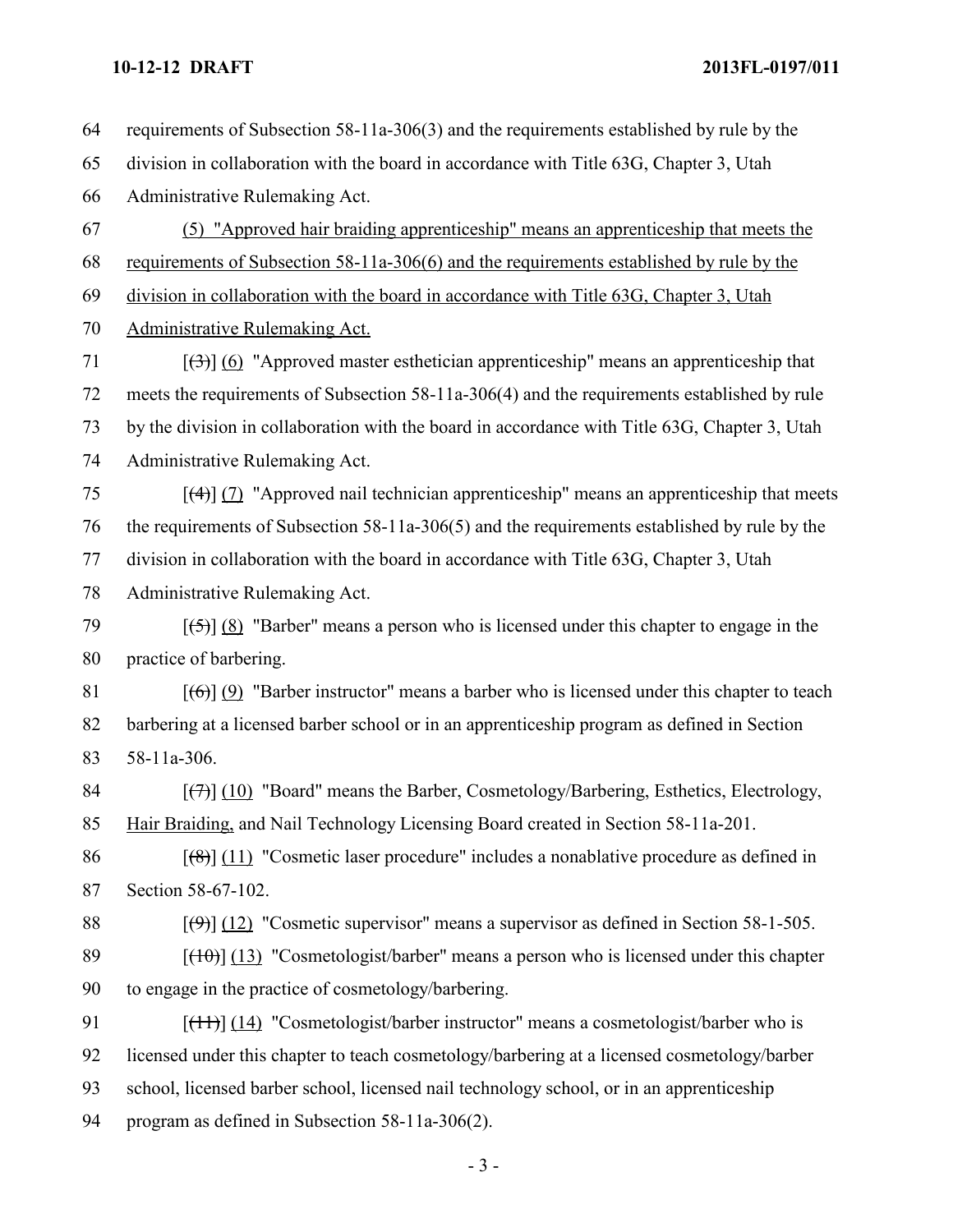requirements of Subsection 58-11a-306(3) and the requirements established by rule by the division in collaboration with the board in accordance with Title 63G, Chapter 3, Utah Administrative Rulemaking Act.

(5) "Approved hair braiding apprenticeship" means an apprenticeship that meets the requirements of Subsection 58-11a-306(6) and the requirements established by rule by the division in collaboration with the board in accordance with Title 63G, Chapter 3, Utah Administrative Rulemaking Act.

[(3)] (6) "Approved master esthetician apprenticeship" means an apprenticeship that meets the requirements of Subsection 58-11a-306(4) and the requirements established by rule by the division in collaboration with the board in accordance with Title 63G, Chapter 3, Utah Administrative Rulemaking Act.

[(4)] (7) "Approved nail technician apprenticeship" means an apprenticeship that meets the requirements of Subsection 58-11a-306(5) and the requirements established by rule by the division in collaboration with the board in accordance with Title 63G, Chapter 3, Utah Administrative Rulemaking Act.

[(5)] (8) "Barber" means a person who is licensed under this chapter to engage in the practice of barbering.

[(6)] (9) "Barber instructor" means a barber who is licensed under this chapter to teach barbering at a licensed barber school or in an apprenticeship program as defined in Section 58-11a-306.

[(7)] (10) "Board" means the Barber, Cosmetology/Barbering, Esthetics, Electrology, Hair Braiding, and Nail Technology Licensing Board created in Section 58-11a-201.

[(8)] (11) "Cosmetic laser procedure" includes a nonablative procedure as defined in Section 58-67-102.

[(9)] (12) "Cosmetic supervisor" means a supervisor as defined in Section 58-1-505.

[(10)] (13) "Cosmetologist/barber" means a person who is licensed under this chapter to engage in the practice of cosmetology/barbering.

[(11)] (14) "Cosmetologist/barber instructor" means a cosmetologist/barber who is licensed under this chapter to teach cosmetology/barbering at a licensed cosmetology/barber school, licensed barber school, licensed nail technology school, or in an apprenticeship program as defined in Subsection 58-11a-306(2).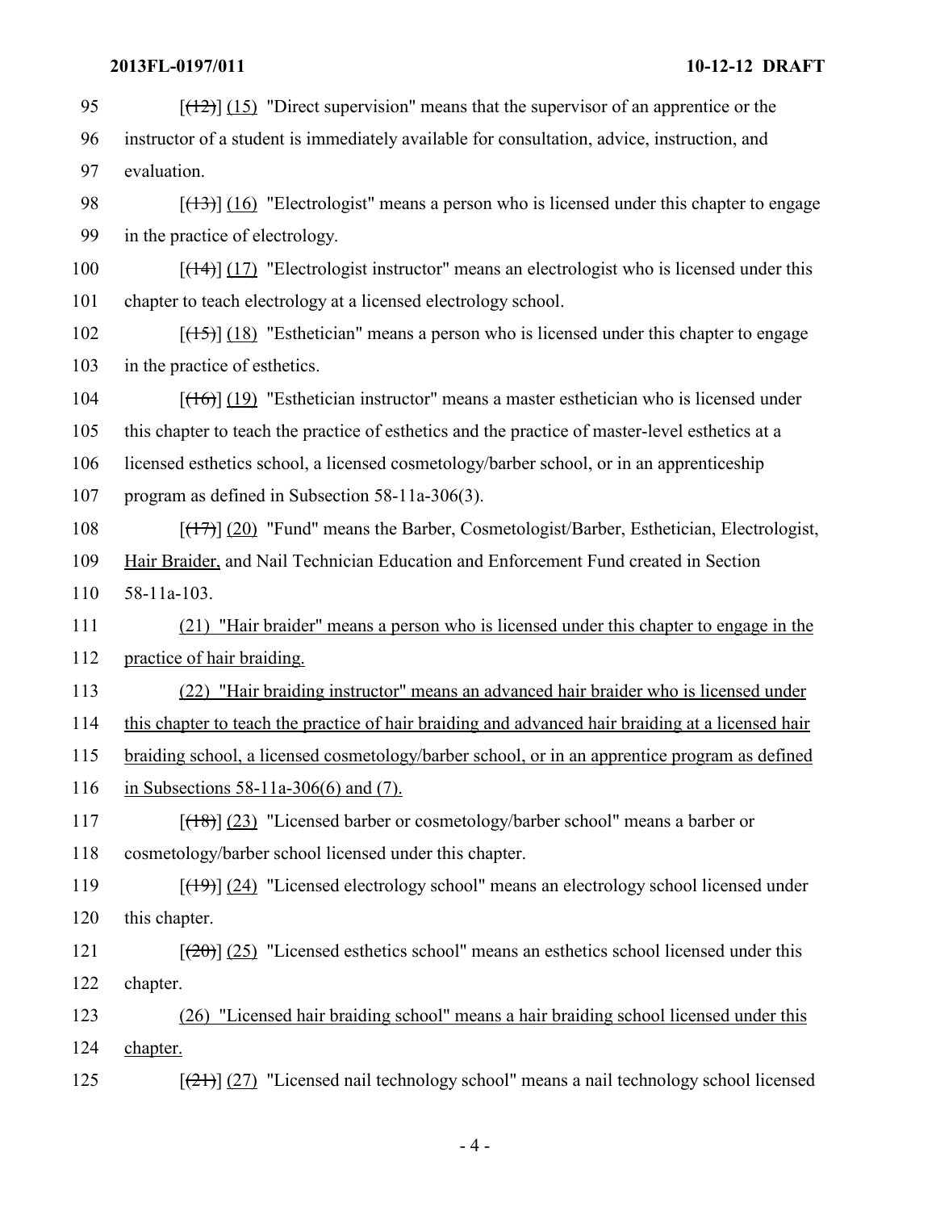[~~(12)~~] (15) "Direct supervision" means that the supervisor of an apprentice or the instructor of a student is immediately available for consultation, advice, instruction, and evaluation.

[~~(13)~~] (16) "Electrologist" means a person who is licensed under this chapter to engage in the practice of electrology.

[~~(14)~~] (17) "Electrologist instructor" means an electrologist who is licensed under this chapter to teach electrology at a licensed electrology school.

[~~(15)~~] (18) "Esthetician" means a person who is licensed under this chapter to engage in the practice of esthetics.

[~~(16)~~] (19) "Esthetician instructor" means a master esthetician who is licensed under this chapter to teach the practice of esthetics and the practice of master-level esthetics at a licensed esthetics school, a licensed cosmetology/barber school, or in an apprenticeship program as defined in Subsection 58-11a-306(3).

[~~(17)~~] (20) "Fund" means the Barber, Cosmetologist/Barber, Esthetician, Electrologist, Hair Braider, and Nail Technician Education and Enforcement Fund created in Section 58-11a-103.

(21) "Hair braider" means a person who is licensed under this chapter to engage in the practice of hair braiding.

(22) "Hair braiding instructor" means an advanced hair braider who is licensed under this chapter to teach the practice of hair braiding and advanced hair braiding at a licensed hair braiding school, a licensed cosmetology/barber school, or in an apprentice program as defined in Subsections 58-11a-306(6) and (7).

[~~(18)~~] (23) "Licensed barber or cosmetology/barber school" means a barber or cosmetology/barber school licensed under this chapter.

[~~(19)~~] (24) "Licensed electrology school" means an electrology school licensed under this chapter.

[~~(20)~~] (25) "Licensed esthetics school" means an esthetics school licensed under this chapter.

(26) "Licensed hair braiding school" means a hair braiding school licensed under this chapter.

[~~(21)~~] (27) "Licensed nail technology school" means a nail technology school licensed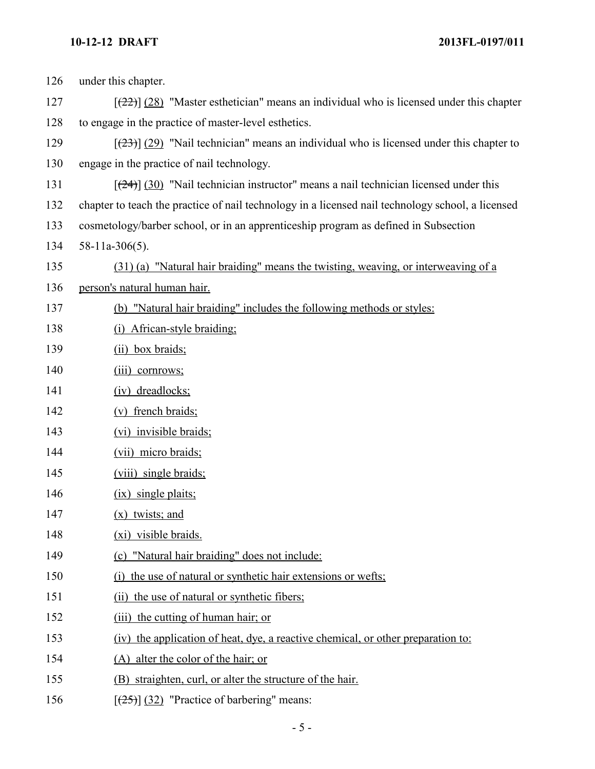126 under this chapter.

127 [(22)] (28) "Master esthetician" means an individual who is licensed under this chapter

128 to engage in the practice of master-level esthetics.

129 [(23)] (29) "Nail technician" means an individual who is licensed under this chapter to

130 engage in the practice of nail technology.

131 [(24)] (30) "Nail technician instructor" means a nail technician licensed under this

132 chapter to teach the practice of nail technology in a licensed nail technology school, a licensed

133 cosmetology/barber school, or in an apprenticeship program as defined in Subsection

134 58-11a-306(5).

135 (31) (a) "Natural hair braiding" means the twisting, weaving, or interweaving of a

136 person's natural human hair.

137 (b) "Natural hair braiding" includes the following methods or styles:

138 (i) African-style braiding;

139 (ii) box braids;

140 (iii) cornrows;

141 (iv) dreadlocks;

142 (v) french braids;

143 (vi) invisible braids;

144 (vii) micro braids;

145 (viii) single braids;

146 (ix) single plaits;

147 (x) twists; and

148 (xi) visible braids.

149 (c) "Natural hair braiding" does not include:

150 (i) the use of natural or synthetic hair extensions or wefts;

151 (ii) the use of natural or synthetic fibers;

152 (iii) the cutting of human hair; or

153 (iv) the application of heat, dye, a reactive chemical, or other preparation to:

154 (A) alter the color of the hair; or

155 (B) straighten, curl, or alter the structure of the hair.

156 [(25)] (32) "Practice of barbering" means: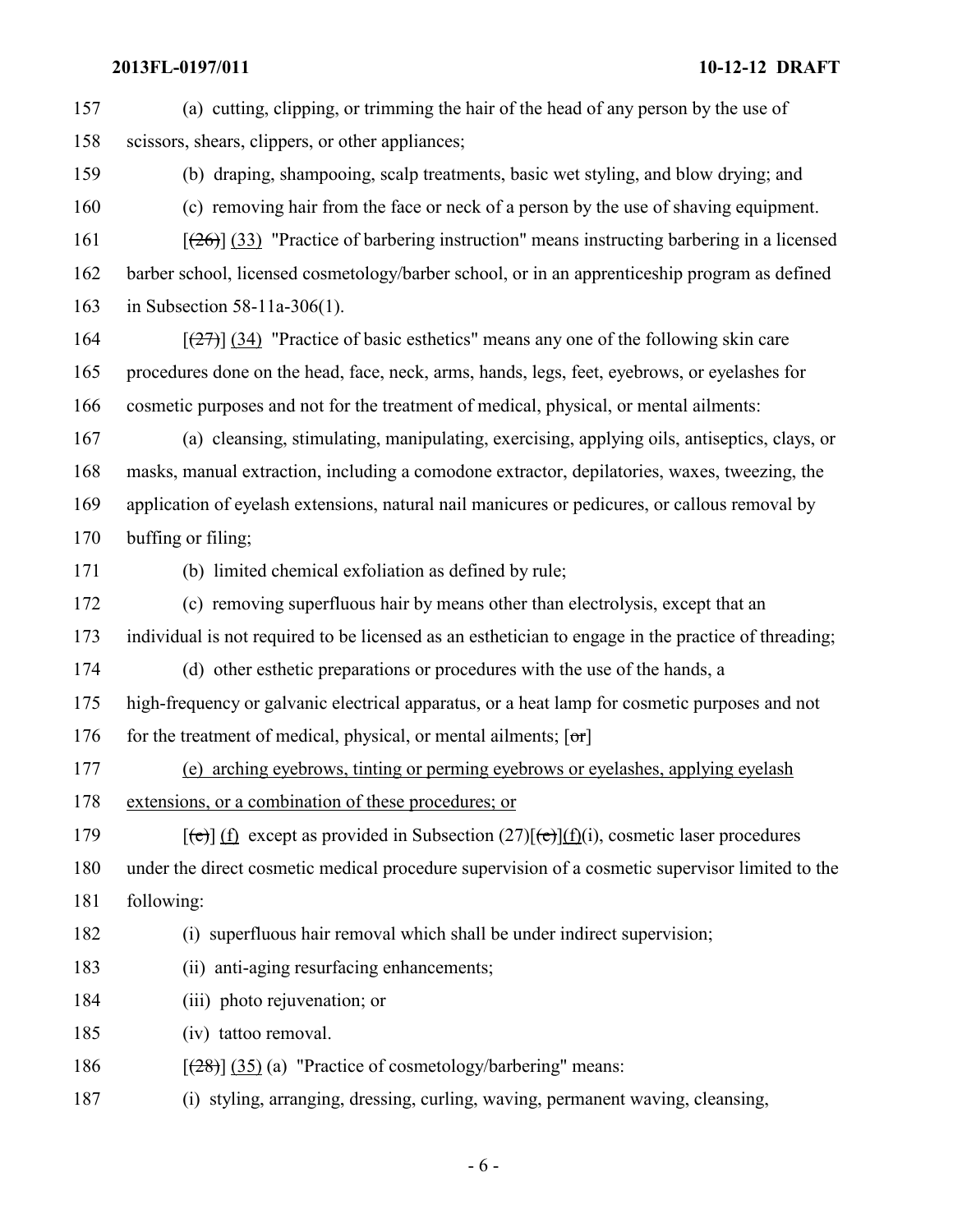157 (a) cutting, clipping, or trimming the hair of the head of any person by the use of
158 scissors, shears, clippers, or other appliances;

159 (b) draping, shampooing, scalp treatments, basic wet styling, and blow drying; and

160 (c) removing hair from the face or neck of a person by the use of shaving equipment.

161 [~~(26)~~] <u>(33)</u> "Practice of barbering instruction" means instructing barbering in a licensed
162 barber school, licensed cosmetology/barber school, or in an apprenticeship program as defined
163 in Subsection 58-11a-306(1).

164 [~~(27)~~] <u>(34)</u> "Practice of basic esthetics" means any one of the following skin care
165 procedures done on the head, face, neck, arms, hands, legs, feet, eyebrows, or eyelashes for
166 cosmetic purposes and not for the treatment of medical, physical, or mental ailments:

167 (a) cleansing, stimulating, manipulating, exercising, applying oils, antiseptics, clays, or
168 masks, manual extraction, including a comodone extractor, depilatories, waxes, tweezing, the
169 application of eyelash extensions, natural nail manicures or pedicures, or callous removal by
170 buffing or filing;

171 (b) limited chemical exfoliation as defined by rule;

172 (c) removing superfluous hair by means other than electrolysis, except that an
173 individual is not required to be licensed as an esthetician to engage in the practice of threading;

174 (d) other esthetic preparations or procedures with the use of the hands, a
175 high-frequency or galvanic electrical apparatus, or a heat lamp for cosmetic purposes and not
176 for the treatment of medical, physical, or mental ailments; [~~or~~]

177 <u>(e) arching eyebrows, tinting or perming eyebrows or eyelashes, applying eyelash</u>
178 <u>extensions, or a combination of these procedures; or</u>

179 [~~(e)~~] <u>(f)</u> except as provided in Subsection (27)[~~(e)~~]<u>(f)</u>(i), cosmetic laser procedures
180 under the direct cosmetic medical procedure supervision of a cosmetic supervisor limited to the
181 following:

182 (i) superfluous hair removal which shall be under indirect supervision;

183 (ii) anti-aging resurfacing enhancements;

184 (iii) photo rejuvenation; or

185 (iv) tattoo removal.

186 [~~(28)~~] <u>(35)</u> (a) "Practice of cosmetology/barbering" means:

187 (i) styling, arranging, dressing, curling, waving, permanent waving, cleansing,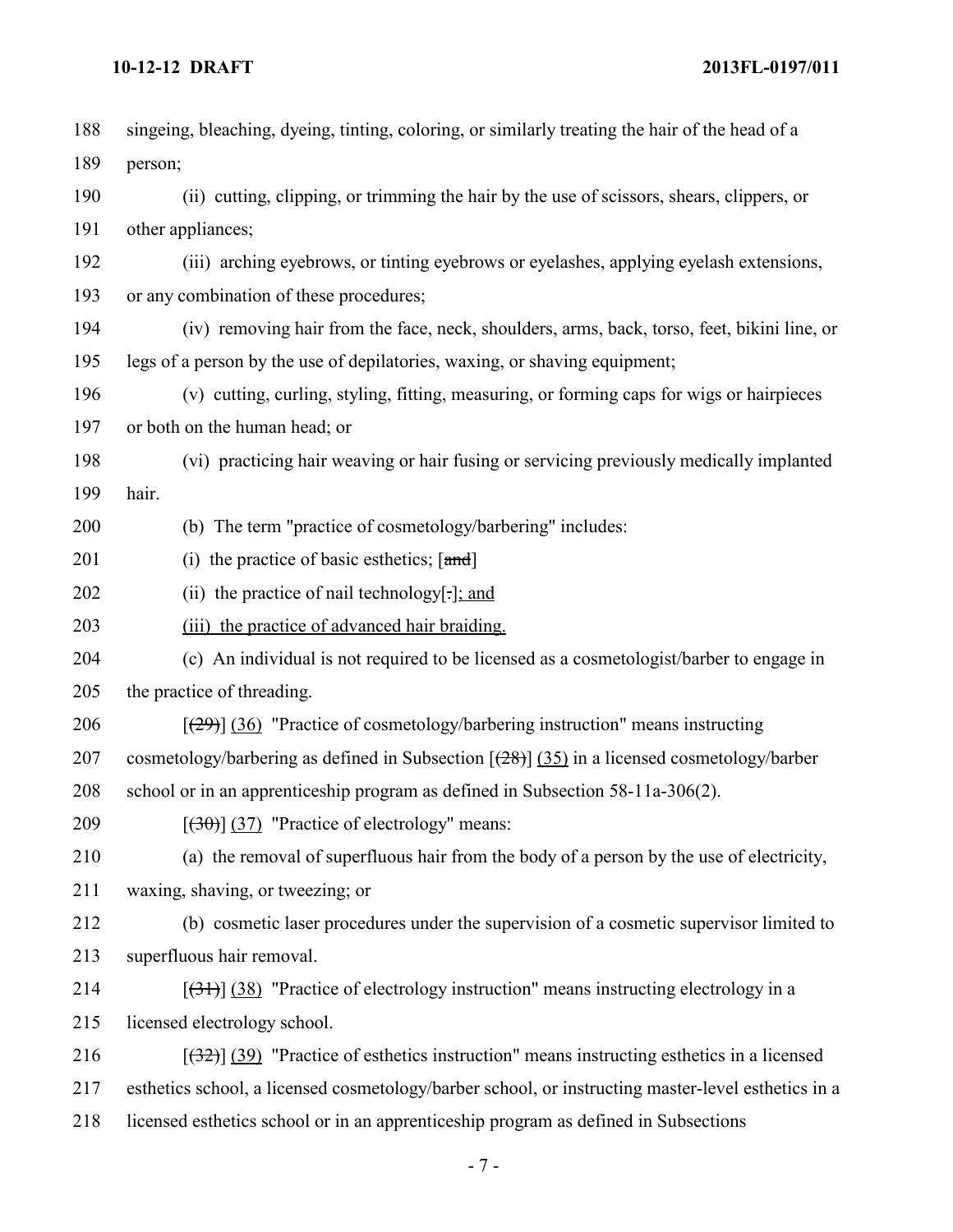188 singeing, bleaching, dyeing, tinting, coloring, or similarly treating the hair of the head of a
189 person;

190 (ii) cutting, clipping, or trimming the hair by the use of scissors, shears, clippers, or
191 other appliances;

192 (iii) arching eyebrows, or tinting eyebrows or eyelashes, applying eyelash extensions,
193 or any combination of these procedures;

194 (iv) removing hair from the face, neck, shoulders, arms, back, torso, feet, bikini line, or
195 legs of a person by the use of depilatories, waxing, or shaving equipment;

196 (v) cutting, curling, styling, fitting, measuring, or forming caps for wigs or hairpieces
197 or both on the human head; or

198 (vi) practicing hair weaving or hair fusing or servicing previously medically implanted
199 hair.

200 (b) The term "practice of cosmetology/barbering" includes:

201 (i) the practice of basic esthetics; [~~and~~]

202 (ii) the practice of nail technology[~~.~~]; and

203 (iii) the practice of advanced hair braiding.

204 (c) An individual is not required to be licensed as a cosmetologist/barber to engage in
205 the practice of threading.

206 [~~(29)~~] (36) "Practice of cosmetology/barbering instruction" means instructing
207 cosmetology/barbering as defined in Subsection [~~(28)~~] (35) in a licensed cosmetology/barber
208 school or in an apprenticeship program as defined in Subsection 58-11a-306(2).

209 [~~(30)~~] (37) "Practice of electrology" means:

210 (a) the removal of superfluous hair from the body of a person by the use of electricity,
211 waxing, shaving, or tweezing; or

212 (b) cosmetic laser procedures under the supervision of a cosmetic supervisor limited to
213 superfluous hair removal.

214 [~~(31)~~] (38) "Practice of electrology instruction" means instructing electrology in a
215 licensed electrology school.

216 [~~(32)~~] (39) "Practice of esthetics instruction" means instructing esthetics in a licensed
217 esthetics school, a licensed cosmetology/barber school, or instructing master-level esthetics in a
218 licensed esthetics school or in an apprenticeship program as defined in Subsections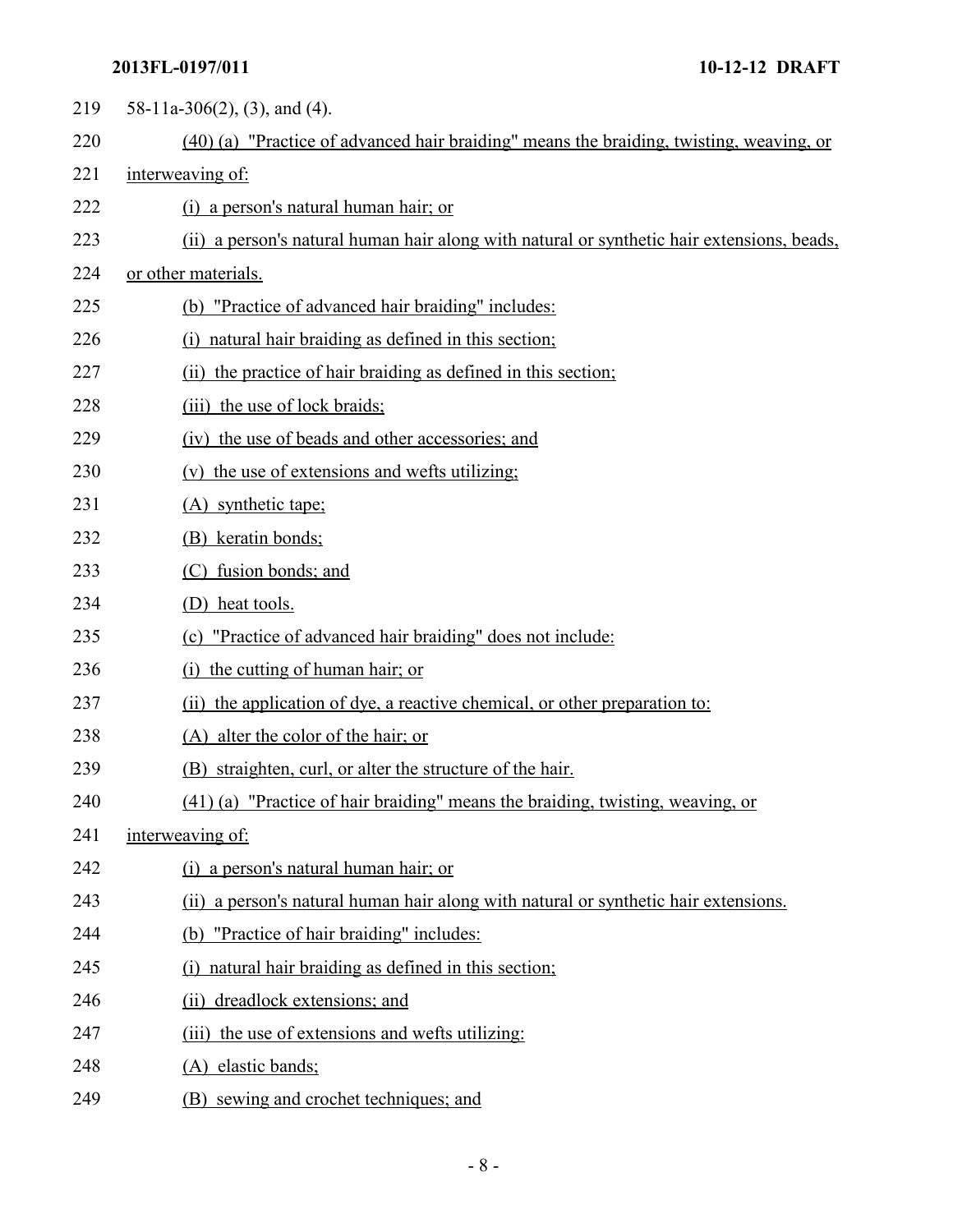58-11a-306(2), (3), and (4).

(40) (a) "Practice of advanced hair braiding" means the braiding, twisting, weaving, or interweaving of:

(i) a person's natural human hair; or

(ii) a person's natural human hair along with natural or synthetic hair extensions, beads, or other materials.

(b) "Practice of advanced hair braiding" includes:

(i) natural hair braiding as defined in this section;

(ii) the practice of hair braiding as defined in this section;

(iii) the use of lock braids;

(iv) the use of beads and other accessories; and

(v) the use of extensions and wefts utilizing:

(A) synthetic tape;

(B) keratin bonds;

(C) fusion bonds; and

(D) heat tools.

(c) "Practice of advanced hair braiding" does not include:

(i) the cutting of human hair; or

(ii) the application of dye, a reactive chemical, or other preparation to:

(A) alter the color of the hair; or

(B) straighten, curl, or alter the structure of the hair.

(41) (a) "Practice of hair braiding" means the braiding, twisting, weaving, or interweaving of:

(i) a person's natural human hair; or

(ii) a person's natural human hair along with natural or synthetic hair extensions.

(b) "Practice of hair braiding" includes:

(i) natural hair braiding as defined in this section;

(ii) dreadlock extensions; and

(iii) the use of extensions and wefts utilizing:

(A) elastic bands;

(B) sewing and crochet techniques; and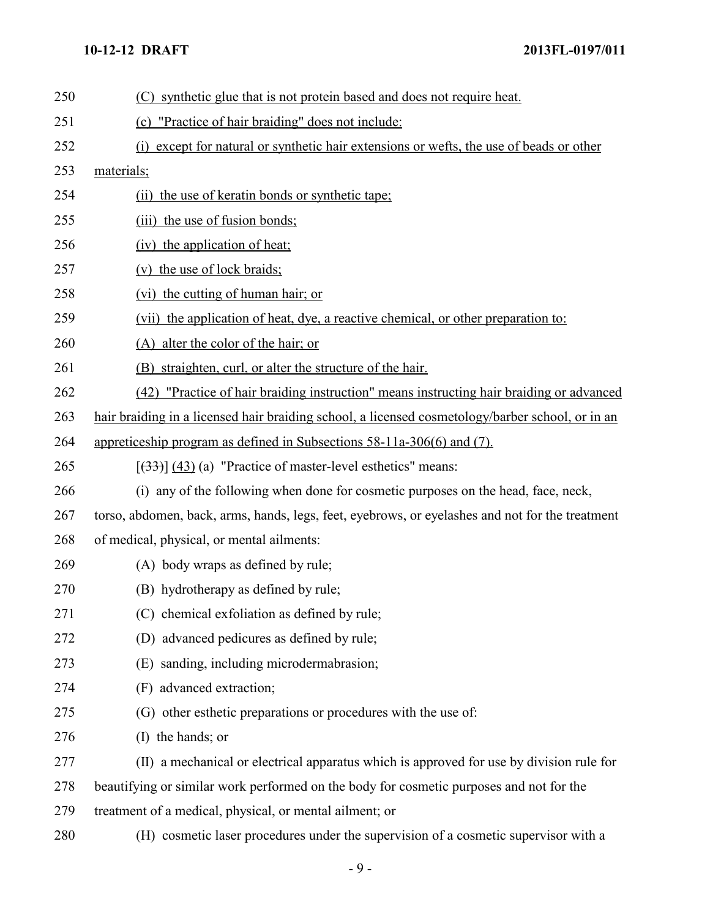(C) synthetic glue that is not protein based and does not require heat.

(c) "Practice of hair braiding" does not include:

(i) except for natural or synthetic hair extensions or wefts, the use of beads or other materials;

(ii) the use of keratin bonds or synthetic tape;

(iii) the use of fusion bonds;

(iv) the application of heat;

(v) the use of lock braids;

(vi) the cutting of human hair; or

(vii) the application of heat, dye, a reactive chemical, or other preparation to:

(A) alter the color of the hair; or

(B) straighten, curl, or alter the structure of the hair.

(42) "Practice of hair braiding instruction" means instructing hair braiding or advanced hair braiding in a licensed hair braiding school, a licensed cosmetology/barber school, or in an appreticeship program as defined in Subsections 58-11a-306(6) and (7).

[~~(33)~~] (43) (a) "Practice of master-level esthetics" means:

(i) any of the following when done for cosmetic purposes on the head, face, neck, torso, abdomen, back, arms, hands, legs, feet, eyebrows, or eyelashes and not for the treatment of medical, physical, or mental ailments:

(A) body wraps as defined by rule;

(B) hydrotherapy as defined by rule;

(C) chemical exfoliation as defined by rule;

(D) advanced pedicures as defined by rule;

(E) sanding, including microdermabrasion;

(F) advanced extraction;

(G) other esthetic preparations or procedures with the use of:

(I) the hands; or

(II) a mechanical or electrical apparatus which is approved for use by division rule for beautifying or similar work performed on the body for cosmetic purposes and not for the treatment of a medical, physical, or mental ailment; or

(H) cosmetic laser procedures under the supervision of a cosmetic supervisor with a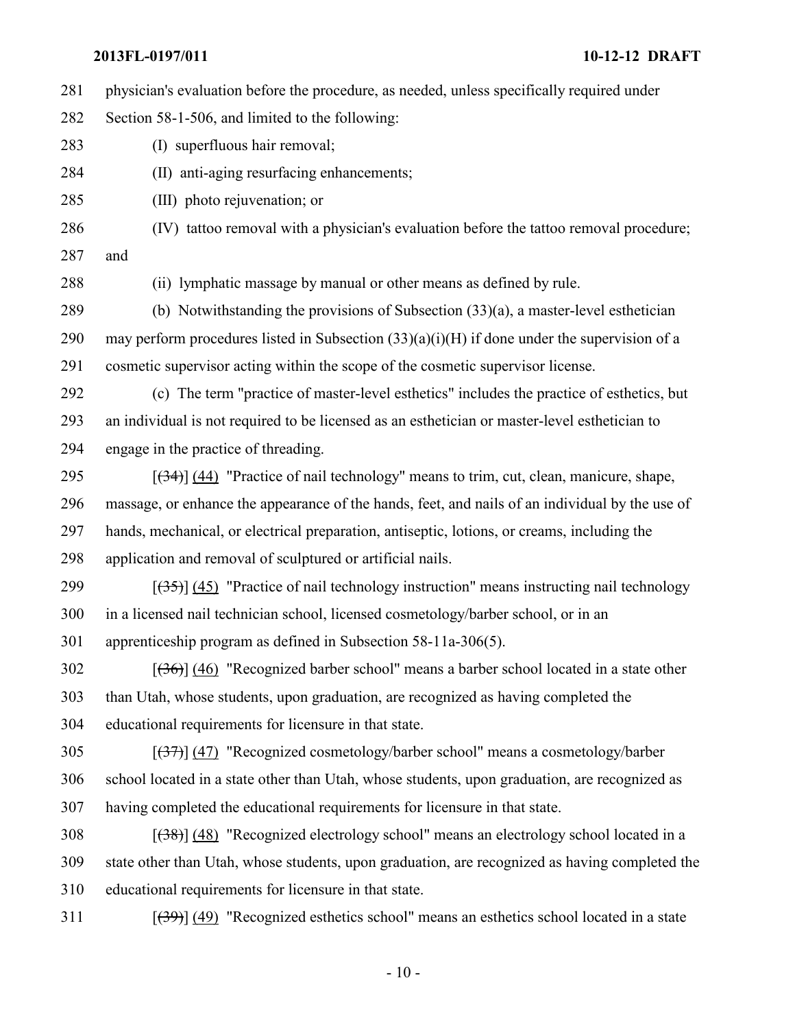physician's evaluation before the procedure, as needed, unless specifically required under Section 58-1-506, and limited to the following:

(I) superfluous hair removal;

(II) anti-aging resurfacing enhancements;

(III) photo rejuvenation; or

(IV) tattoo removal with a physician's evaluation before the tattoo removal procedure; and

(ii) lymphatic massage by manual or other means as defined by rule.

(b) Notwithstanding the provisions of Subsection (33)(a), a master-level esthetician may perform procedures listed in Subsection (33)(a)(i)(H) if done under the supervision of a cosmetic supervisor acting within the scope of the cosmetic supervisor license.

(c) The term "practice of master-level esthetics" includes the practice of esthetics, but an individual is not required to be licensed as an esthetician or master-level esthetician to engage in the practice of threading.

[~~(34)~~] (44) "Practice of nail technology" means to trim, cut, clean, manicure, shape, massage, or enhance the appearance of the hands, feet, and nails of an individual by the use of hands, mechanical, or electrical preparation, antiseptic, lotions, or creams, including the application and removal of sculptured or artificial nails.

[~~(35)~~] (45) "Practice of nail technology instruction" means instructing nail technology in a licensed nail technician school, licensed cosmetology/barber school, or in an apprenticeship program as defined in Subsection 58-11a-306(5).

[~~(36)~~] (46) "Recognized barber school" means a barber school located in a state other than Utah, whose students, upon graduation, are recognized as having completed the educational requirements for licensure in that state.

[~~(37)~~] (47) "Recognized cosmetology/barber school" means a cosmetology/barber school located in a state other than Utah, whose students, upon graduation, are recognized as having completed the educational requirements for licensure in that state.

[~~(38)~~] (48) "Recognized electrology school" means an electrology school located in a state other than Utah, whose students, upon graduation, are recognized as having completed the educational requirements for licensure in that state.

[~~(39)~~] (49) "Recognized esthetics school" means an esthetics school located in a state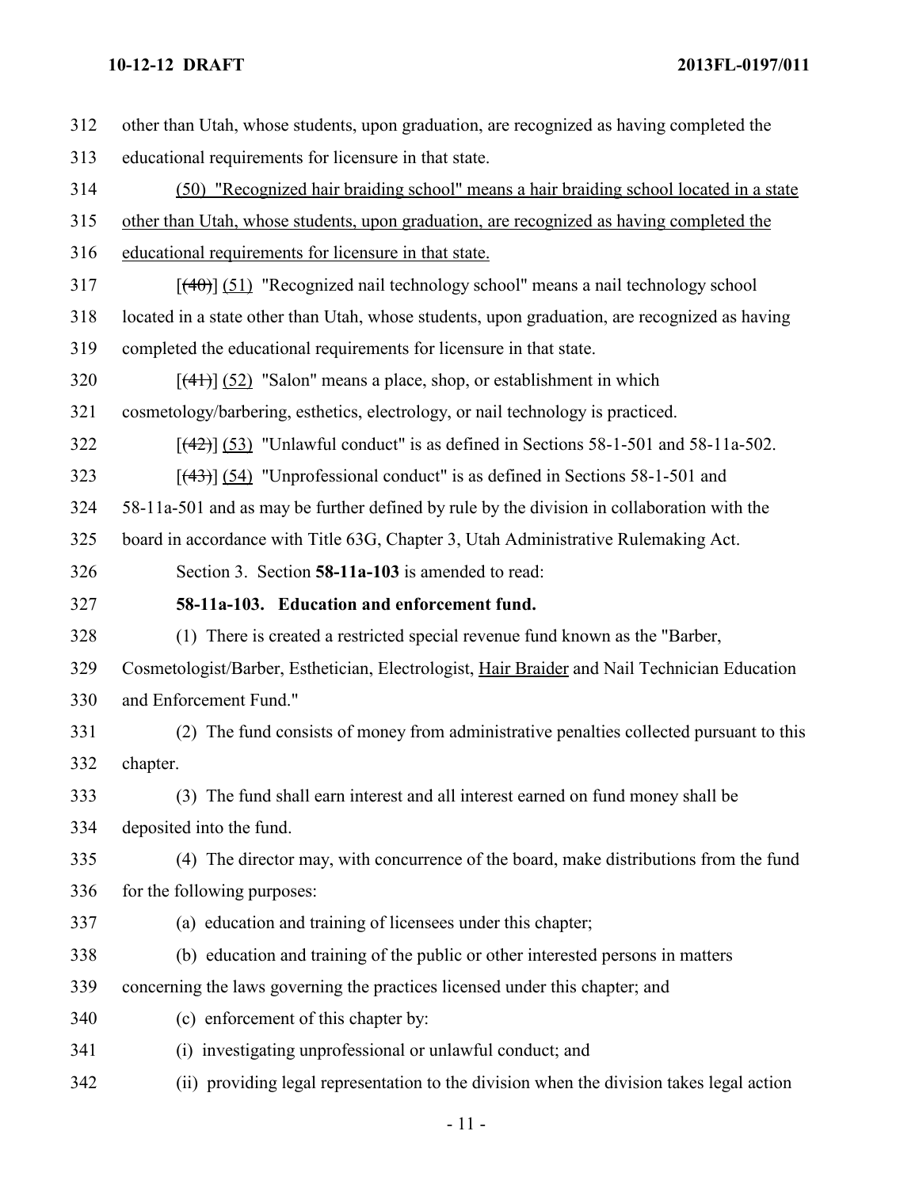312 other than Utah, whose students, upon graduation, are recognized as having completed the
313 educational requirements for licensure in that state.

314 <u>(50) "Recognized hair braiding school" means a hair braiding school located in a state</u>
315 <u>other than Utah, whose students, upon graduation, are recognized as having completed the</u>
316 <u>educational requirements for licensure in that state.</u>

317 [~~(40)~~] <u>(51)</u> "Recognized nail technology school" means a nail technology school
318 located in a state other than Utah, whose students, upon graduation, are recognized as having
319 completed the educational requirements for licensure in that state.

320 [~~(41)~~] <u>(52)</u> "Salon" means a place, shop, or establishment in which
321 cosmetology/barbering, esthetics, electrology, or nail technology is practiced.

322 [~~(42)~~] <u>(53)</u> "Unlawful conduct" is as defined in Sections 58-1-501 and 58-11a-502.

323 [~~(43)~~] <u>(54)</u> "Unprofessional conduct" is as defined in Sections 58-1-501 and
324 58-11a-501 and as may be further defined by rule by the division in collaboration with the
325 board in accordance with Title 63G, Chapter 3, Utah Administrative Rulemaking Act.

326 Section 3. Section **58-11a-103** is amended to read:

327 **58-11a-103. Education and enforcement fund.**

328 (1) There is created a restricted special revenue fund known as the "Barber,
329 Cosmetologist/Barber, Esthetician, Electrologist, <u>Hair Braider</u> and Nail Technician Education
330 and Enforcement Fund."

331 (2) The fund consists of money from administrative penalties collected pursuant to this
332 chapter.

333 (3) The fund shall earn interest and all interest earned on fund money shall be
334 deposited into the fund.

335 (4) The director may, with concurrence of the board, make distributions from the fund
336 for the following purposes:

337 (a) education and training of licensees under this chapter;

338 (b) education and training of the public or other interested persons in matters
339 concerning the laws governing the practices licensed under this chapter; and

340 (c) enforcement of this chapter by:

341 (i) investigating unprofessional or unlawful conduct; and

342 (ii) providing legal representation to the division when the division takes legal action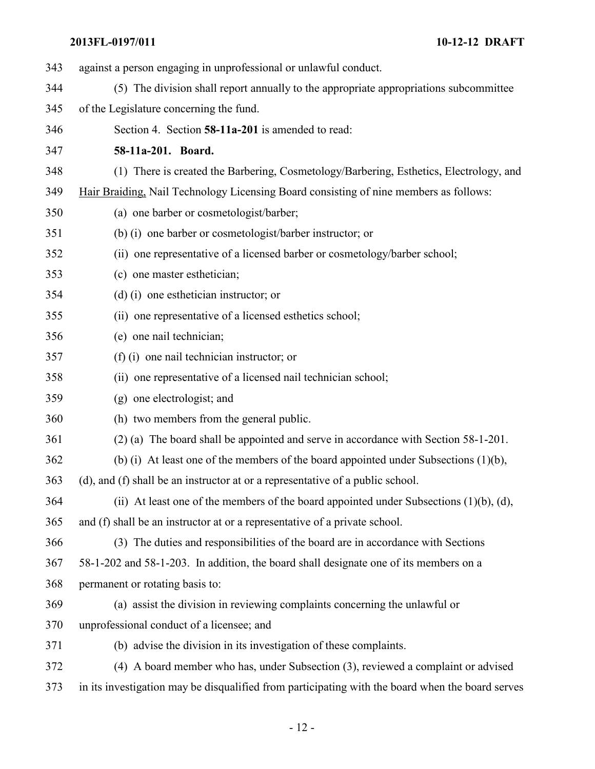against a person engaging in unprofessional or unlawful conduct.

(5) The division shall report annually to the appropriate appropriations subcommittee of the Legislature concerning the fund.

Section 4. Section **58-11a-201** is amended to read:

**58-11a-201. Board.**

(1) There is created the Barbering, Cosmetology/Barbering, Esthetics, Electrology, and Hair Braiding, Nail Technology Licensing Board consisting of nine members as follows:

(a) one barber or cosmetologist/barber;

(b) (i) one barber or cosmetologist/barber instructor; or

(ii) one representative of a licensed barber or cosmetology/barber school;

(c) one master esthetician;

(d) (i) one esthetician instructor; or

(ii) one representative of a licensed esthetics school;

(e) one nail technician;

(f) (i) one nail technician instructor; or

(ii) one representative of a licensed nail technician school;

(g) one electrologist; and

(h) two members from the general public.

(2) (a) The board shall be appointed and serve in accordance with Section 58-1-201.

(b) (i) At least one of the members of the board appointed under Subsections (1)(b), (d), and (f) shall be an instructor at or a representative of a public school.

(ii) At least one of the members of the board appointed under Subsections (1)(b), (d), and (f) shall be an instructor at or a representative of a private school.

(3) The duties and responsibilities of the board are in accordance with Sections 58-1-202 and 58-1-203. In addition, the board shall designate one of its members on a permanent or rotating basis to:

(a) assist the division in reviewing complaints concerning the unlawful or unprofessional conduct of a licensee; and

(b) advise the division in its investigation of these complaints.

(4) A board member who has, under Subsection (3), reviewed a complaint or advised in its investigation may be disqualified from participating with the board when the board serves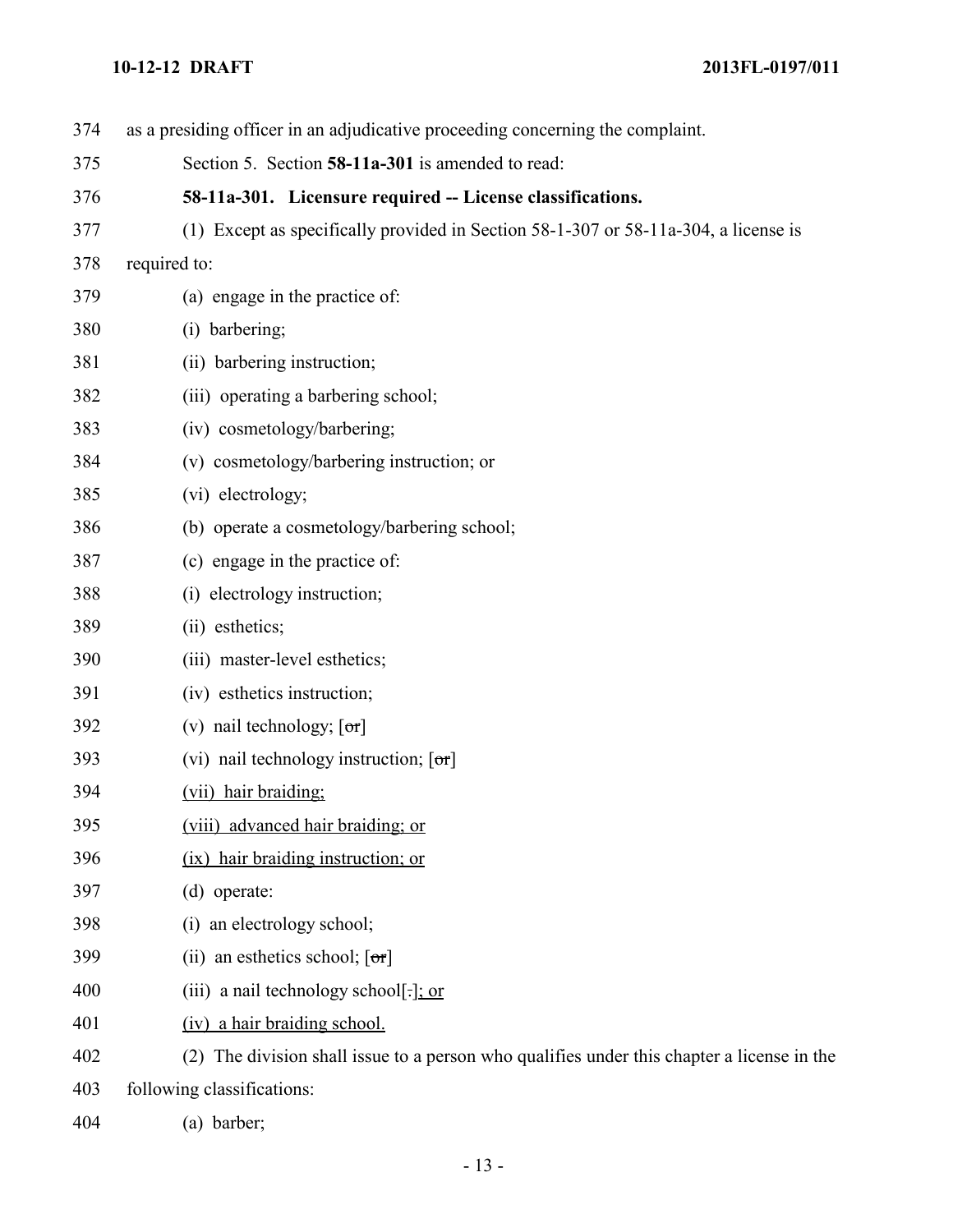as a presiding officer in an adjudicative proceeding concerning the complaint.

Section 5. Section **58-11a-301** is amended to read:

**58-11a-301. Licensure required -- License classifications.**

(1) Except as specifically provided in Section 58-1-307 or 58-11a-304, a license is required to:

(a) engage in the practice of:

(i) barbering;

(ii) barbering instruction;

(iii) operating a barbering school;

(iv) cosmetology/barbering;

(v) cosmetology/barbering instruction; or

(vi) electrology;

(b) operate a cosmetology/barbering school;

(c) engage in the practice of:

(i) electrology instruction;

(ii) esthetics;

(iii) master-level esthetics;

(iv) esthetics instruction;

(v) nail technology; [~~or~~]

(vi) nail technology instruction; [~~or~~]

<u>(vii) hair braiding;</u>

<u>(viii) advanced hair braiding; or</u>

<u>(ix) hair braiding instruction; or</u>

(d) operate:

(i) an electrology school;

(ii) an esthetics school; [~~or~~]

(iii) a nail technology school[~~.~~]<u>; or</u>

<u>(iv) a hair braiding school.</u>

(2) The division shall issue to a person who qualifies under this chapter a license in the following classifications:

(a) barber;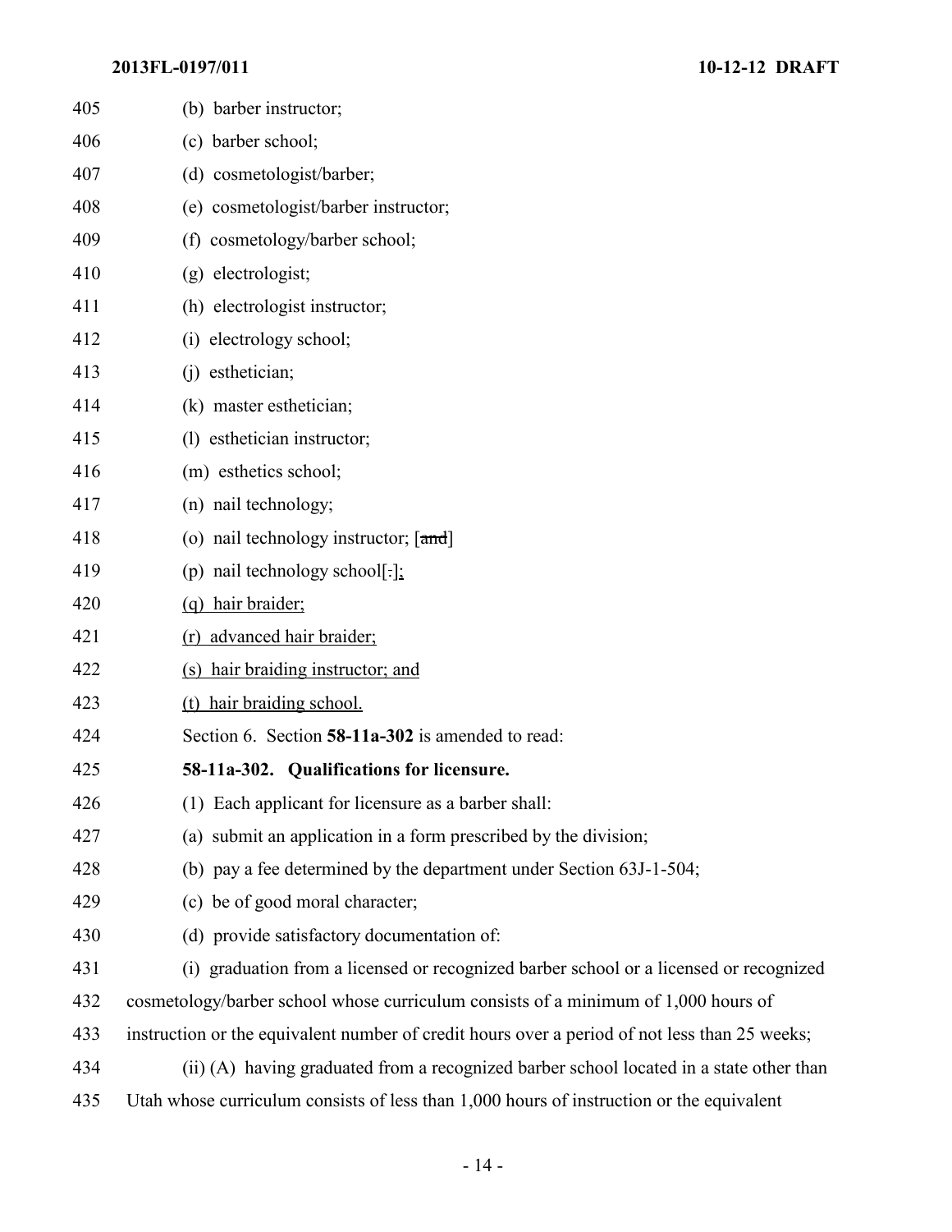(b) barber instructor;

(c) barber school;

(d) cosmetologist/barber;

(e) cosmetologist/barber instructor;

(f) cosmetology/barber school;

(g) electrologist;

(h) electrologist instructor;

(i) electrology school;

(j) esthetician;

(k) master esthetician;

(l) esthetician instructor;

(m) esthetics school;

(n) nail technology;

(o) nail technology instructor; [~~and~~]

(p) nail technology school[.];

(q) hair braider;

(r) advanced hair braider;

(s) hair braiding instructor; and

(t) hair braiding school.

Section 6. Section **58-11a-302** is amended to read:

**58-11a-302. Qualifications for licensure.**

(1) Each applicant for licensure as a barber shall:

(a) submit an application in a form prescribed by the division;

(b) pay a fee determined by the department under Section 63J-1-504;

(c) be of good moral character;

(d) provide satisfactory documentation of:

(i) graduation from a licensed or recognized barber school or a licensed or recognized cosmetology/barber school whose curriculum consists of a minimum of 1,000 hours of instruction or the equivalent number of credit hours over a period of not less than 25 weeks;

(ii) (A) having graduated from a recognized barber school located in a state other than Utah whose curriculum consists of less than 1,000 hours of instruction or the equivalent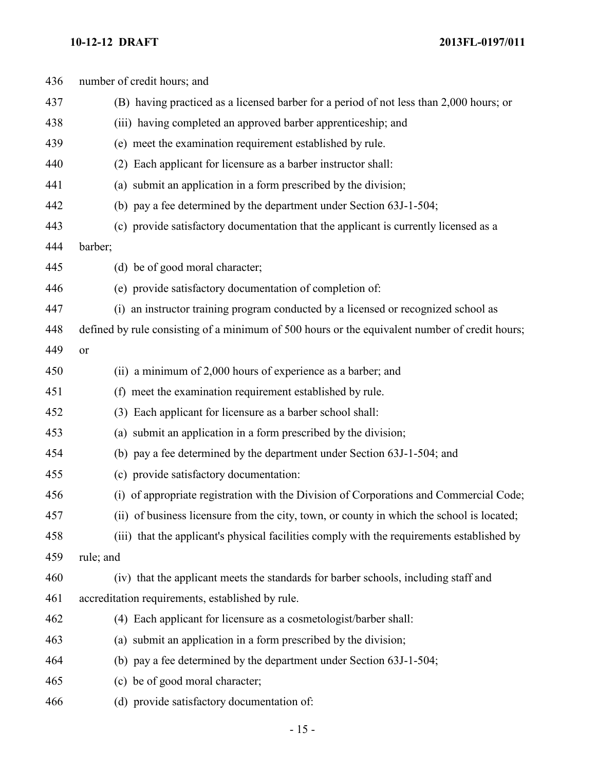number of credit hours; and

(B) having practiced as a licensed barber for a period of not less than 2,000 hours; or

(iii) having completed an approved barber apprenticeship; and

(e) meet the examination requirement established by rule.

(2) Each applicant for licensure as a barber instructor shall:

(a) submit an application in a form prescribed by the division;

(b) pay a fee determined by the department under Section 63J-1-504;

(c) provide satisfactory documentation that the applicant is currently licensed as a barber;

(d) be of good moral character;

(e) provide satisfactory documentation of completion of:

(i) an instructor training program conducted by a licensed or recognized school as defined by rule consisting of a minimum of 500 hours or the equivalent number of credit hours; or

(ii) a minimum of 2,000 hours of experience as a barber; and

(f) meet the examination requirement established by rule.

(3) Each applicant for licensure as a barber school shall:

(a) submit an application in a form prescribed by the division;

(b) pay a fee determined by the department under Section 63J-1-504; and

(c) provide satisfactory documentation:

(i) of appropriate registration with the Division of Corporations and Commercial Code;

(ii) of business licensure from the city, town, or county in which the school is located;

(iii) that the applicant's physical facilities comply with the requirements established by rule; and

(iv) that the applicant meets the standards for barber schools, including staff and accreditation requirements, established by rule.

(4) Each applicant for licensure as a cosmetologist/barber shall:

(a) submit an application in a form prescribed by the division;

(b) pay a fee determined by the department under Section 63J-1-504;

(c) be of good moral character;

(d) provide satisfactory documentation of: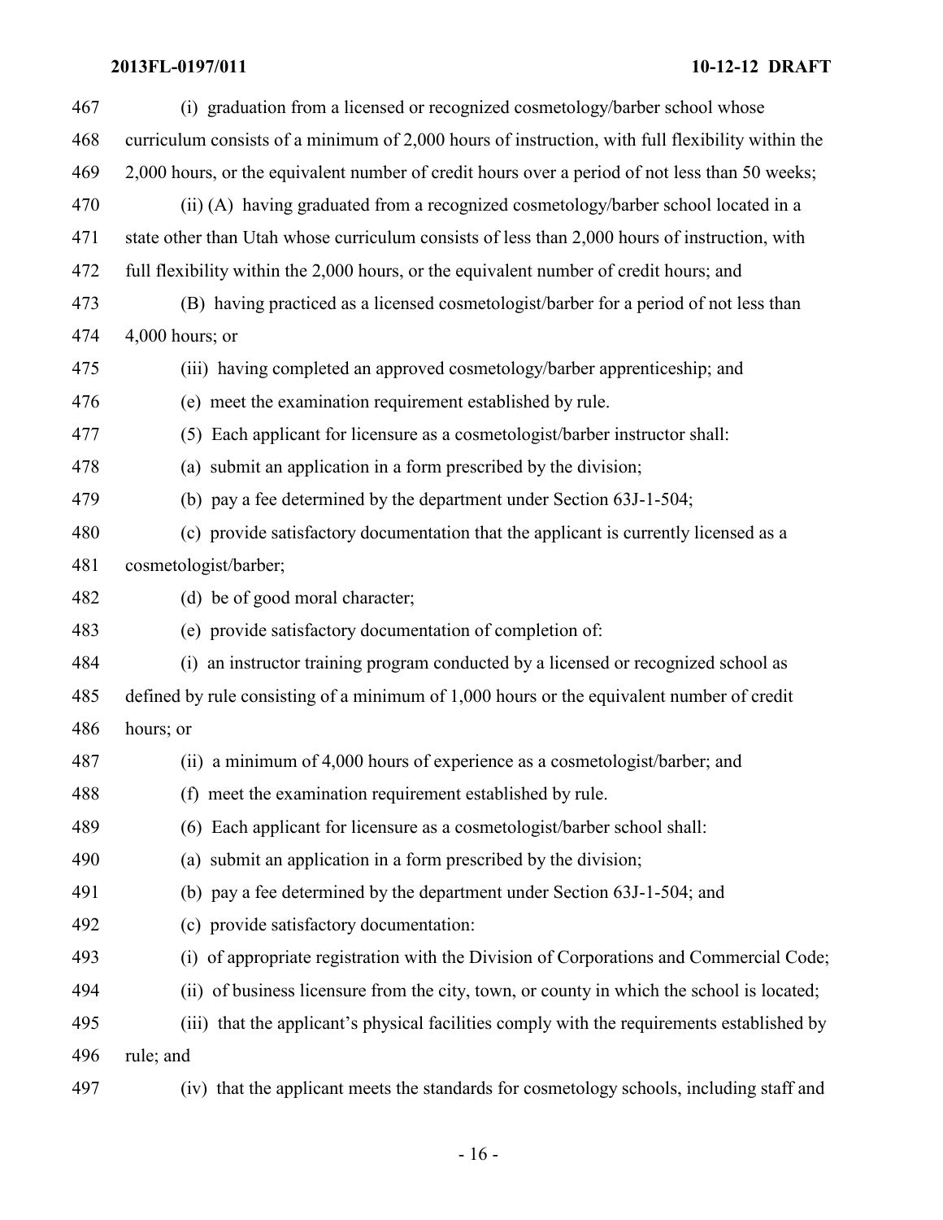(i) graduation from a licensed or recognized cosmetology/barber school whose curriculum consists of a minimum of 2,000 hours of instruction, with full flexibility within the 2,000 hours, or the equivalent number of credit hours over a period of not less than 50 weeks;

(ii) (A) having graduated from a recognized cosmetology/barber school located in a state other than Utah whose curriculum consists of less than 2,000 hours of instruction, with full flexibility within the 2,000 hours, or the equivalent number of credit hours; and

(B) having practiced as a licensed cosmetologist/barber for a period of not less than 4,000 hours; or

(iii) having completed an approved cosmetology/barber apprenticeship; and

(e) meet the examination requirement established by rule.

(5) Each applicant for licensure as a cosmetologist/barber instructor shall:

(a) submit an application in a form prescribed by the division;

(b) pay a fee determined by the department under Section 63J-1-504;

(c) provide satisfactory documentation that the applicant is currently licensed as a cosmetologist/barber;

(d) be of good moral character;

(e) provide satisfactory documentation of completion of:

(i) an instructor training program conducted by a licensed or recognized school as defined by rule consisting of a minimum of 1,000 hours or the equivalent number of credit hours; or

(ii) a minimum of 4,000 hours of experience as a cosmetologist/barber; and

(f) meet the examination requirement established by rule.

(6) Each applicant for licensure as a cosmetologist/barber school shall:

(a) submit an application in a form prescribed by the division;

(b) pay a fee determined by the department under Section 63J-1-504; and

(c) provide satisfactory documentation:

(i) of appropriate registration with the Division of Corporations and Commercial Code;

(ii) of business licensure from the city, town, or county in which the school is located;

(iii) that the applicant's physical facilities comply with the requirements established by rule; and

(iv) that the applicant meets the standards for cosmetology schools, including staff and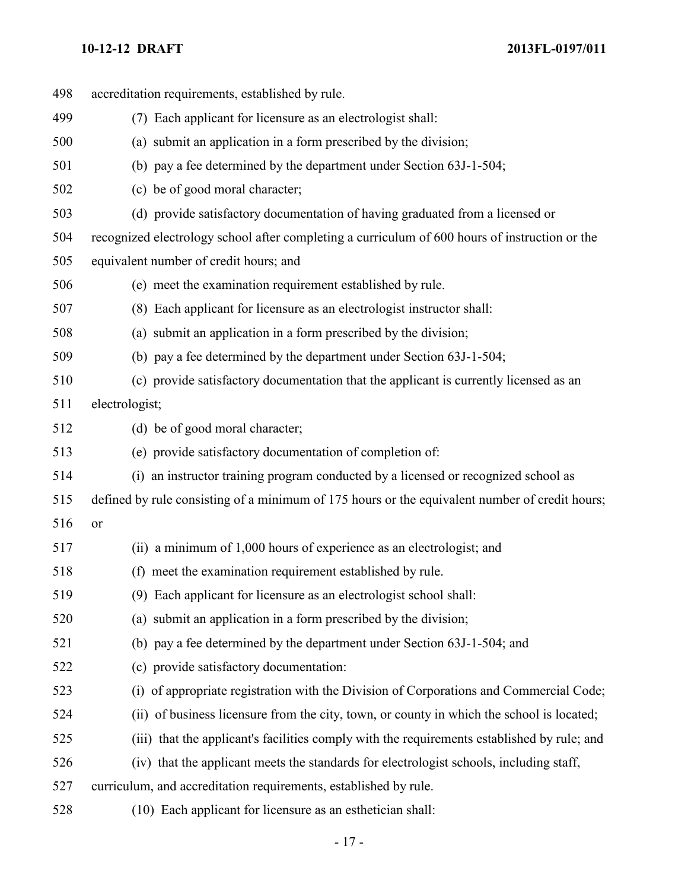accreditation requirements, established by rule.

(7) Each applicant for licensure as an electrologist shall:

(a) submit an application in a form prescribed by the division;

(b) pay a fee determined by the department under Section 63J-1-504;

(c) be of good moral character;

(d) provide satisfactory documentation of having graduated from a licensed or recognized electrology school after completing a curriculum of 600 hours of instruction or the equivalent number of credit hours; and

(e) meet the examination requirement established by rule.

(8) Each applicant for licensure as an electrologist instructor shall:

(a) submit an application in a form prescribed by the division;

(b) pay a fee determined by the department under Section 63J-1-504;

(c) provide satisfactory documentation that the applicant is currently licensed as an electrologist;

(d) be of good moral character;

(e) provide satisfactory documentation of completion of:

(i) an instructor training program conducted by a licensed or recognized school as defined by rule consisting of a minimum of 175 hours or the equivalent number of credit hours; or

(ii) a minimum of 1,000 hours of experience as an electrologist; and

(f) meet the examination requirement established by rule.

(9) Each applicant for licensure as an electrologist school shall:

(a) submit an application in a form prescribed by the division;

(b) pay a fee determined by the department under Section 63J-1-504; and

(c) provide satisfactory documentation:

(i) of appropriate registration with the Division of Corporations and Commercial Code;

(ii) of business licensure from the city, town, or county in which the school is located;

(iii) that the applicant's facilities comply with the requirements established by rule; and

(iv) that the applicant meets the standards for electrologist schools, including staff, curriculum, and accreditation requirements, established by rule.

(10) Each applicant for licensure as an esthetician shall: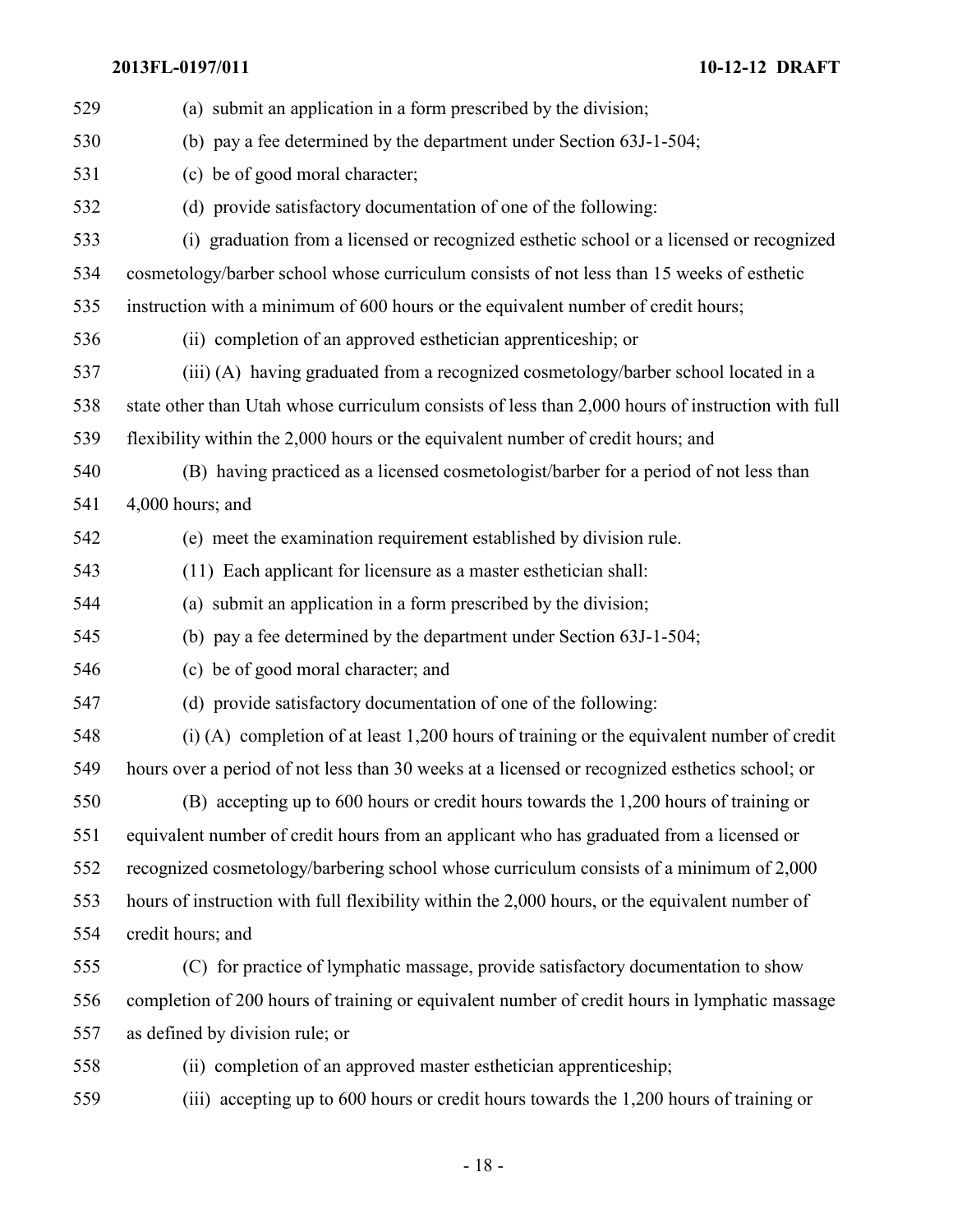(a) submit an application in a form prescribed by the division;

(b) pay a fee determined by the department under Section 63J-1-504;

(c) be of good moral character;

(d) provide satisfactory documentation of one of the following:

(i) graduation from a licensed or recognized esthetic school or a licensed or recognized cosmetology/barber school whose curriculum consists of not less than 15 weeks of esthetic instruction with a minimum of 600 hours or the equivalent number of credit hours;

(ii) completion of an approved esthetician apprenticeship; or

(iii) (A) having graduated from a recognized cosmetology/barber school located in a state other than Utah whose curriculum consists of less than 2,000 hours of instruction with full flexibility within the 2,000 hours or the equivalent number of credit hours; and

(B) having practiced as a licensed cosmetologist/barber for a period of not less than 4,000 hours; and

(e) meet the examination requirement established by division rule.

(11) Each applicant for licensure as a master esthetician shall:

(a) submit an application in a form prescribed by the division;

(b) pay a fee determined by the department under Section 63J-1-504;

(c) be of good moral character; and

(d) provide satisfactory documentation of one of the following:

(i) (A) completion of at least 1,200 hours of training or the equivalent number of credit hours over a period of not less than 30 weeks at a licensed or recognized esthetics school; or

(B) accepting up to 600 hours or credit hours towards the 1,200 hours of training or equivalent number of credit hours from an applicant who has graduated from a licensed or recognized cosmetology/barbering school whose curriculum consists of a minimum of 2,000 hours of instruction with full flexibility within the 2,000 hours, or the equivalent number of credit hours; and

(C) for practice of lymphatic massage, provide satisfactory documentation to show completion of 200 hours of training or equivalent number of credit hours in lymphatic massage as defined by division rule; or

(ii) completion of an approved master esthetician apprenticeship;

(iii) accepting up to 600 hours or credit hours towards the 1,200 hours of training or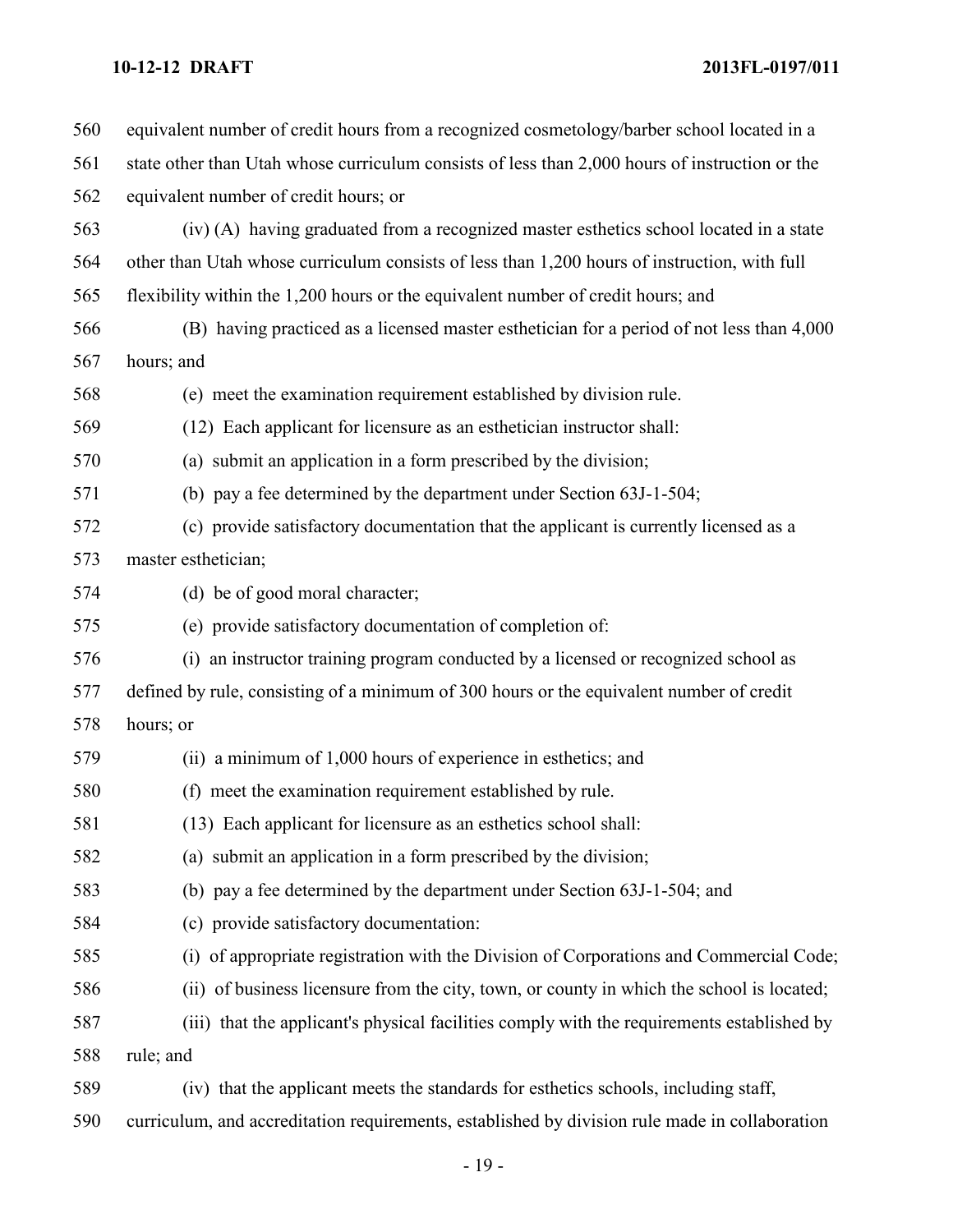equivalent number of credit hours from a recognized cosmetology/barber school located in a state other than Utah whose curriculum consists of less than 2,000 hours of instruction or the equivalent number of credit hours; or

(iv) (A) having graduated from a recognized master esthetics school located in a state other than Utah whose curriculum consists of less than 1,200 hours of instruction, with full flexibility within the 1,200 hours or the equivalent number of credit hours; and

(B) having practiced as a licensed master esthetician for a period of not less than 4,000 hours; and

(e) meet the examination requirement established by division rule.

(12) Each applicant for licensure as an esthetician instructor shall:

(a) submit an application in a form prescribed by the division;

(b) pay a fee determined by the department under Section 63J-1-504;

(c) provide satisfactory documentation that the applicant is currently licensed as a master esthetician;

(d) be of good moral character;

(e) provide satisfactory documentation of completion of:

(i) an instructor training program conducted by a licensed or recognized school as defined by rule, consisting of a minimum of 300 hours or the equivalent number of credit hours; or

(ii) a minimum of 1,000 hours of experience in esthetics; and

(f) meet the examination requirement established by rule.

(13) Each applicant for licensure as an esthetics school shall:

(a) submit an application in a form prescribed by the division;

(b) pay a fee determined by the department under Section 63J-1-504; and

(c) provide satisfactory documentation:

(i) of appropriate registration with the Division of Corporations and Commercial Code;

(ii) of business licensure from the city, town, or county in which the school is located;

(iii) that the applicant's physical facilities comply with the requirements established by rule; and

(iv) that the applicant meets the standards for esthetics schools, including staff, curriculum, and accreditation requirements, established by division rule made in collaboration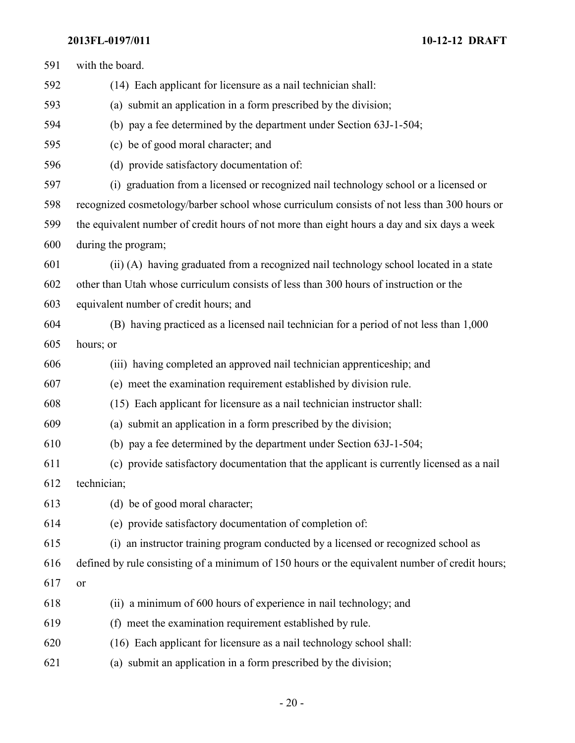with the board.

(14) Each applicant for licensure as a nail technician shall:

(a) submit an application in a form prescribed by the division;

(b) pay a fee determined by the department under Section 63J-1-504;

(c) be of good moral character; and

(d) provide satisfactory documentation of:

(i) graduation from a licensed or recognized nail technology school or a licensed or recognized cosmetology/barber school whose curriculum consists of not less than 300 hours or the equivalent number of credit hours of not more than eight hours a day and six days a week during the program;

(ii) (A) having graduated from a recognized nail technology school located in a state other than Utah whose curriculum consists of less than 300 hours of instruction or the equivalent number of credit hours; and

(B) having practiced as a licensed nail technician for a period of not less than 1,000 hours; or

(iii) having completed an approved nail technician apprenticeship; and

(e) meet the examination requirement established by division rule.

(15) Each applicant for licensure as a nail technician instructor shall:

(a) submit an application in a form prescribed by the division;

(b) pay a fee determined by the department under Section 63J-1-504;

(c) provide satisfactory documentation that the applicant is currently licensed as a nail technician;

(d) be of good moral character;

(e) provide satisfactory documentation of completion of:

(i) an instructor training program conducted by a licensed or recognized school as defined by rule consisting of a minimum of 150 hours or the equivalent number of credit hours; or

(ii) a minimum of 600 hours of experience in nail technology; and

(f) meet the examination requirement established by rule.

(16) Each applicant for licensure as a nail technology school shall:

(a) submit an application in a form prescribed by the division;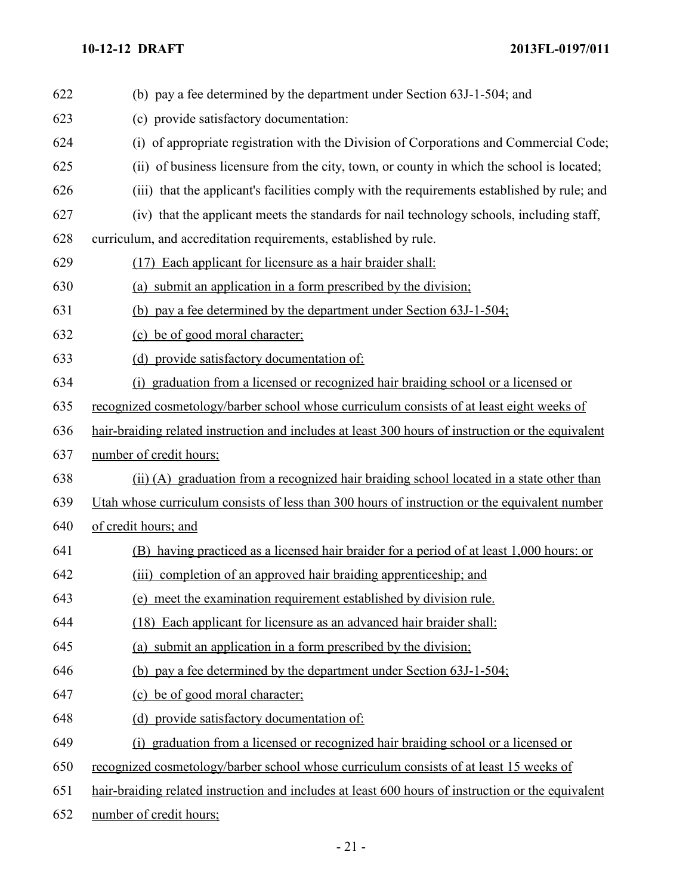(b) pay a fee determined by the department under Section 63J-1-504; and

(c) provide satisfactory documentation:

(i) of appropriate registration with the Division of Corporations and Commercial Code;

(ii) of business licensure from the city, town, or county in which the school is located;

(iii) that the applicant's facilities comply with the requirements established by rule; and

(iv) that the applicant meets the standards for nail technology schools, including staff, curriculum, and accreditation requirements, established by rule.

(17) Each applicant for licensure as a hair braider shall:

(a) submit an application in a form prescribed by the division;

(b) pay a fee determined by the department under Section 63J-1-504;

(c) be of good moral character;

(d) provide satisfactory documentation of:

(i) graduation from a licensed or recognized hair braiding school or a licensed or recognized cosmetology/barber school whose curriculum consists of at least eight weeks of hair-braiding related instruction and includes at least 300 hours of instruction or the equivalent number of credit hours;

(ii) (A) graduation from a recognized hair braiding school located in a state other than Utah whose curriculum consists of less than 300 hours of instruction or the equivalent number of credit hours; and

(B) having practiced as a licensed hair braider for a period of at least 1,000 hours: or

(iii) completion of an approved hair braiding apprenticeship; and

(e) meet the examination requirement established by division rule.

(18) Each applicant for licensure as an advanced hair braider shall:

(a) submit an application in a form prescribed by the division;

(b) pay a fee determined by the department under Section 63J-1-504;

(c) be of good moral character;

(d) provide satisfactory documentation of:

(i) graduation from a licensed or recognized hair braiding school or a licensed or recognized cosmetology/barber school whose curriculum consists of at least 15 weeks of hair-braiding related instruction and includes at least 600 hours of instruction or the equivalent number of credit hours;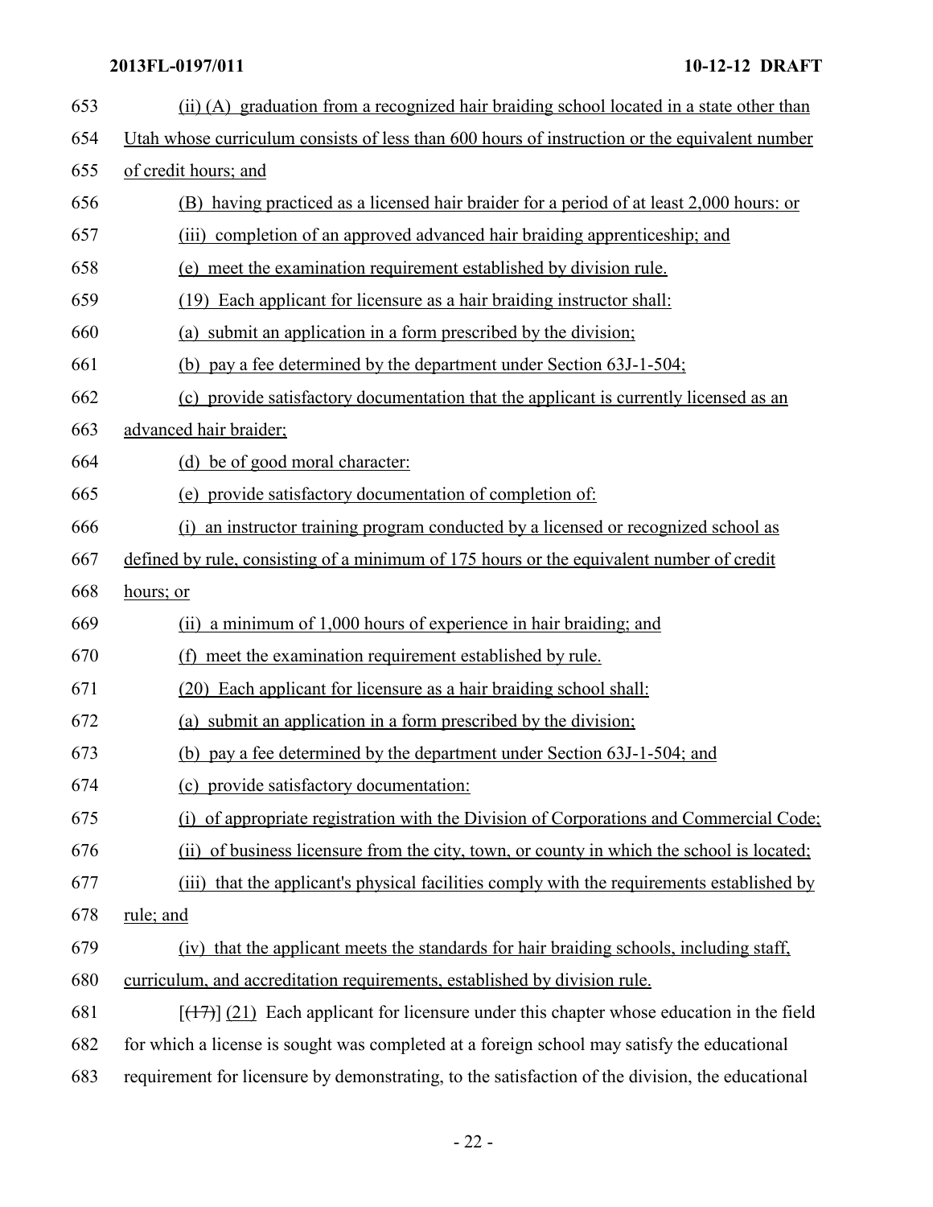(ii) (A) graduation from a recognized hair braiding school located in a state other than Utah whose curriculum consists of less than 600 hours of instruction or the equivalent number of credit hours; and

(B) having practiced as a licensed hair braider for a period of at least 2,000 hours: or

(iii) completion of an approved advanced hair braiding apprenticeship; and

(e) meet the examination requirement established by division rule.

(19) Each applicant for licensure as a hair braiding instructor shall:

(a) submit an application in a form prescribed by the division;

(b) pay a fee determined by the department under Section 63J-1-504;

(c) provide satisfactory documentation that the applicant is currently licensed as an advanced hair braider;

(d) be of good moral character:

(e) provide satisfactory documentation of completion of:

(i) an instructor training program conducted by a licensed or recognized school as defined by rule, consisting of a minimum of 175 hours or the equivalent number of credit hours; or

(ii) a minimum of 1,000 hours of experience in hair braiding; and

(f) meet the examination requirement established by rule.

(20) Each applicant for licensure as a hair braiding school shall:

(a) submit an application in a form prescribed by the division;

(b) pay a fee determined by the department under Section 63J-1-504; and

(c) provide satisfactory documentation:

(i) of appropriate registration with the Division of Corporations and Commercial Code;

(ii) of business licensure from the city, town, or county in which the school is located;

(iii) that the applicant's physical facilities comply with the requirements established by rule; and

(iv) that the applicant meets the standards for hair braiding schools, including staff, curriculum, and accreditation requirements, established by division rule.

[~~(17)~~] (21) Each applicant for licensure under this chapter whose education in the field for which a license is sought was completed at a foreign school may satisfy the educational requirement for licensure by demonstrating, to the satisfaction of the division, the educational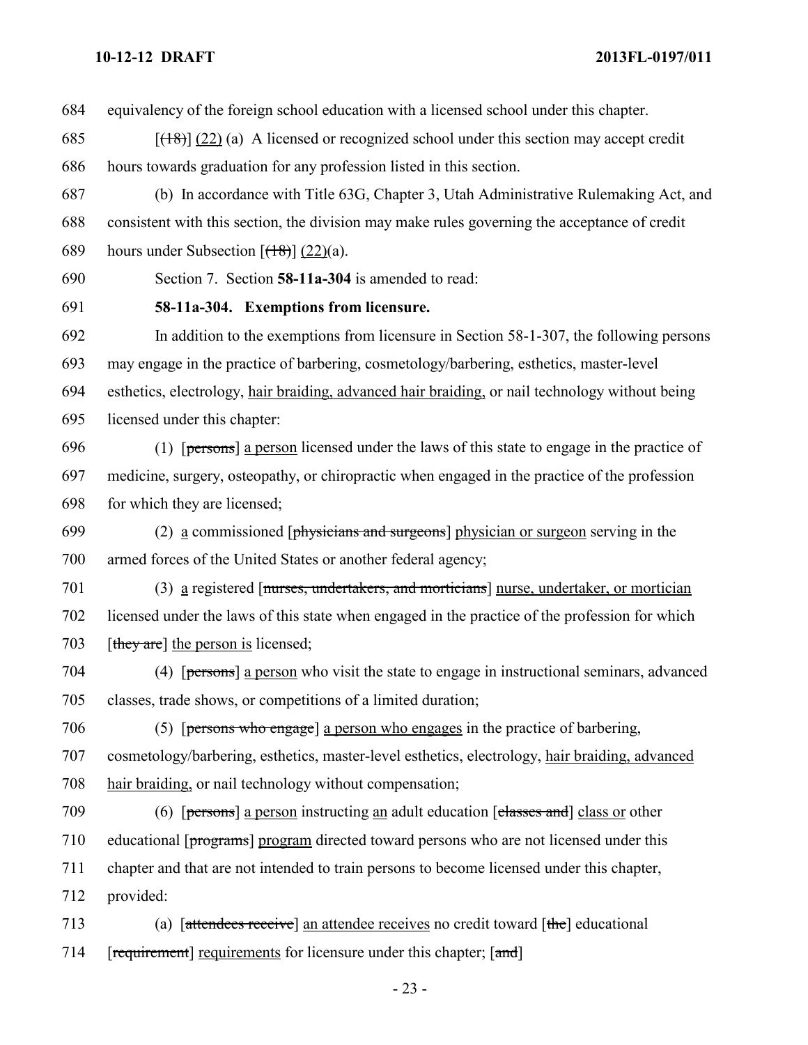684 equivalency of the foreign school education with a licensed school under this chapter.

685 [~~(18)~~] <u>(22)</u> (a) A licensed or recognized school under this section may accept credit

686 hours towards graduation for any profession listed in this section.

687 (b) In accordance with Title 63G, Chapter 3, Utah Administrative Rulemaking Act, and

688 consistent with this section, the division may make rules governing the acceptance of credit

689 hours under Subsection [~~(18)~~] <u>(22)</u>(a).

690 Section 7. Section **58-11a-304** is amended to read:

691 **58-11a-304. Exemptions from licensure.**

692 In addition to the exemptions from licensure in Section 58-1-307, the following persons

693 may engage in the practice of barbering, cosmetology/barbering, esthetics, master-level

694 esthetics, electrology, <u>hair braiding, advanced hair braiding,</u> or nail technology without being

695 licensed under this chapter:

696 (1) [~~persons~~] <u>a person</u> licensed under the laws of this state to engage in the practice of

697 medicine, surgery, osteopathy, or chiropractic when engaged in the practice of the profession

698 for which they are licensed;

699 (2) <u>a</u> commissioned [~~physicians and surgeons~~] <u>physician or surgeon</u> serving in the

700 armed forces of the United States or another federal agency;

701 (3) <u>a</u> registered [~~nurses, undertakers, and morticians~~] <u>nurse, undertaker, or mortician</u>

702 licensed under the laws of this state when engaged in the practice of the profession for which

703 [~~they are~~] <u>the person is</u> licensed;

704 (4) [~~persons~~] <u>a person</u> who visit the state to engage in instructional seminars, advanced

705 classes, trade shows, or competitions of a limited duration;

706 (5) [~~persons who engage~~] <u>a person who engages</u> in the practice of barbering,

707 cosmetology/barbering, esthetics, master-level esthetics, electrology, <u>hair braiding, advanced</u>

708 <u>hair braiding,</u> or nail technology without compensation;

709 (6) [~~persons~~] <u>a person</u> instructing <u>an</u> adult education [~~classes and~~] <u>class or</u> other

710 educational [~~programs~~] <u>program</u> directed toward persons who are not licensed under this

711 chapter and that are not intended to train persons to become licensed under this chapter,

712 provided:

713 (a) [~~attendees receive~~] <u>an attendee receives</u> no credit toward [~~the~~] educational

714 [~~requirement~~] <u>requirements</u> for licensure under this chapter; [~~and~~]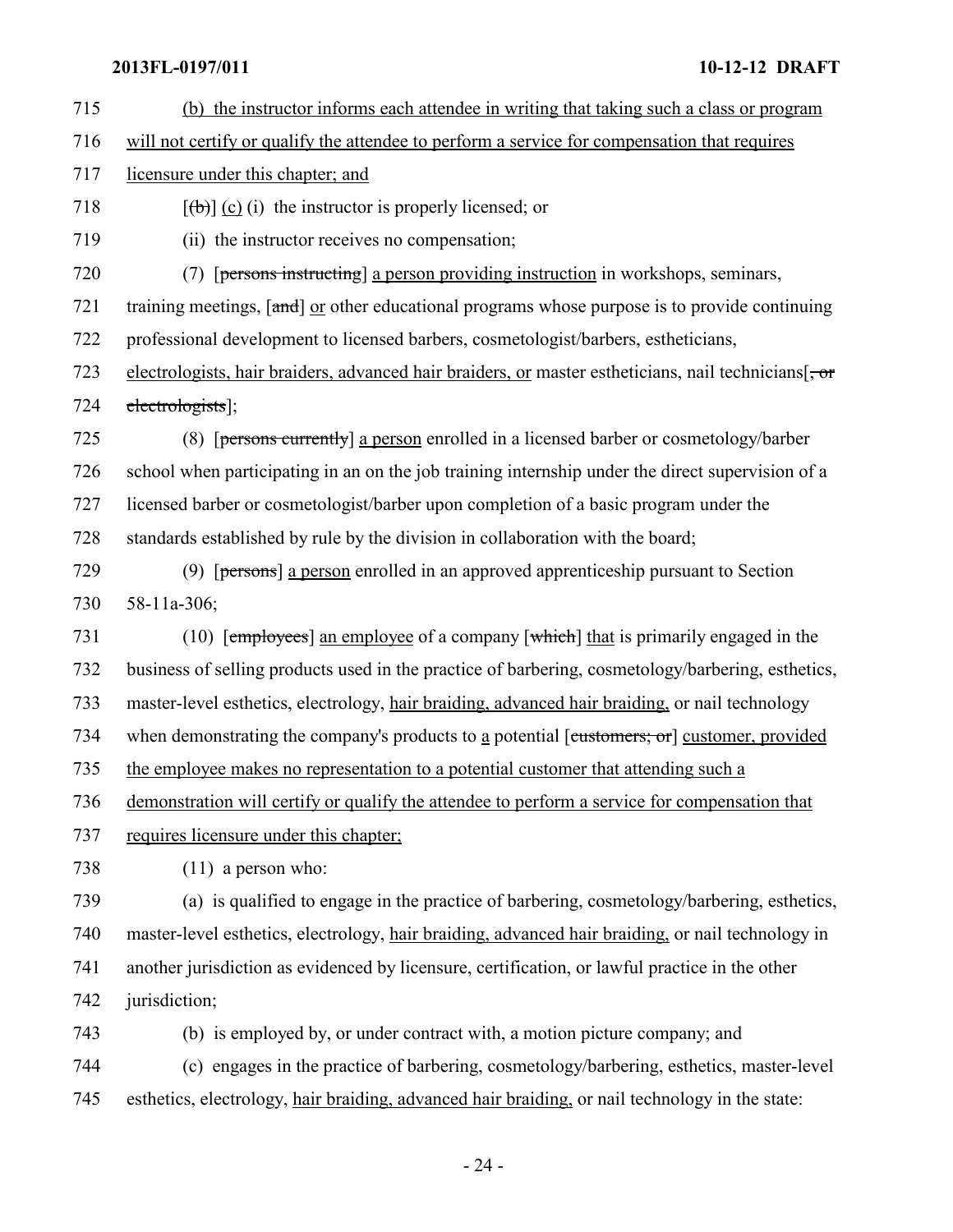715 (b) the instructor informs each attendee in writing that taking such a class or program
716 will not certify or qualify the attendee to perform a service for compensation that requires
717 licensure under this chapter; and
718 [(b)] (c) (i) the instructor is properly licensed; or
719 (ii) the instructor receives no compensation;
720 (7) [persons instructing] a person providing instruction in workshops, seminars,
721 training meetings, [and] or other educational programs whose purpose is to provide continuing
722 professional development to licensed barbers, cosmetologist/barbers, estheticians,
723 electrologists, hair braiders, advanced hair braiders, or master estheticians, nail technicians[, or
724 electrologists];
725 (8) [persons currently] a person enrolled in a licensed barber or cosmetology/barber
726 school when participating in an on the job training internship under the direct supervision of a
727 licensed barber or cosmetologist/barber upon completion of a basic program under the
728 standards established by rule by the division in collaboration with the board;
729 (9) [persons] a person enrolled in an approved apprenticeship pursuant to Section
730 58-11a-306;
731 (10) [employees] an employee of a company [which] that is primarily engaged in the
732 business of selling products used in the practice of barbering, cosmetology/barbering, esthetics,
733 master-level esthetics, electrology, hair braiding, advanced hair braiding, or nail technology
734 when demonstrating the company's products to a potential [customers; or] customer, provided
735 the employee makes no representation to a potential customer that attending such a
736 demonstration will certify or qualify the attendee to perform a service for compensation that
737 requires licensure under this chapter;
738 (11) a person who:
739 (a) is qualified to engage in the practice of barbering, cosmetology/barbering, esthetics,
740 master-level esthetics, electrology, hair braiding, advanced hair braiding, or nail technology in
741 another jurisdiction as evidenced by licensure, certification, or lawful practice in the other
742 jurisdiction;
743 (b) is employed by, or under contract with, a motion picture company; and
744 (c) engages in the practice of barbering, cosmetology/barbering, esthetics, master-level
745 esthetics, electrology, hair braiding, advanced hair braiding, or nail technology in the state: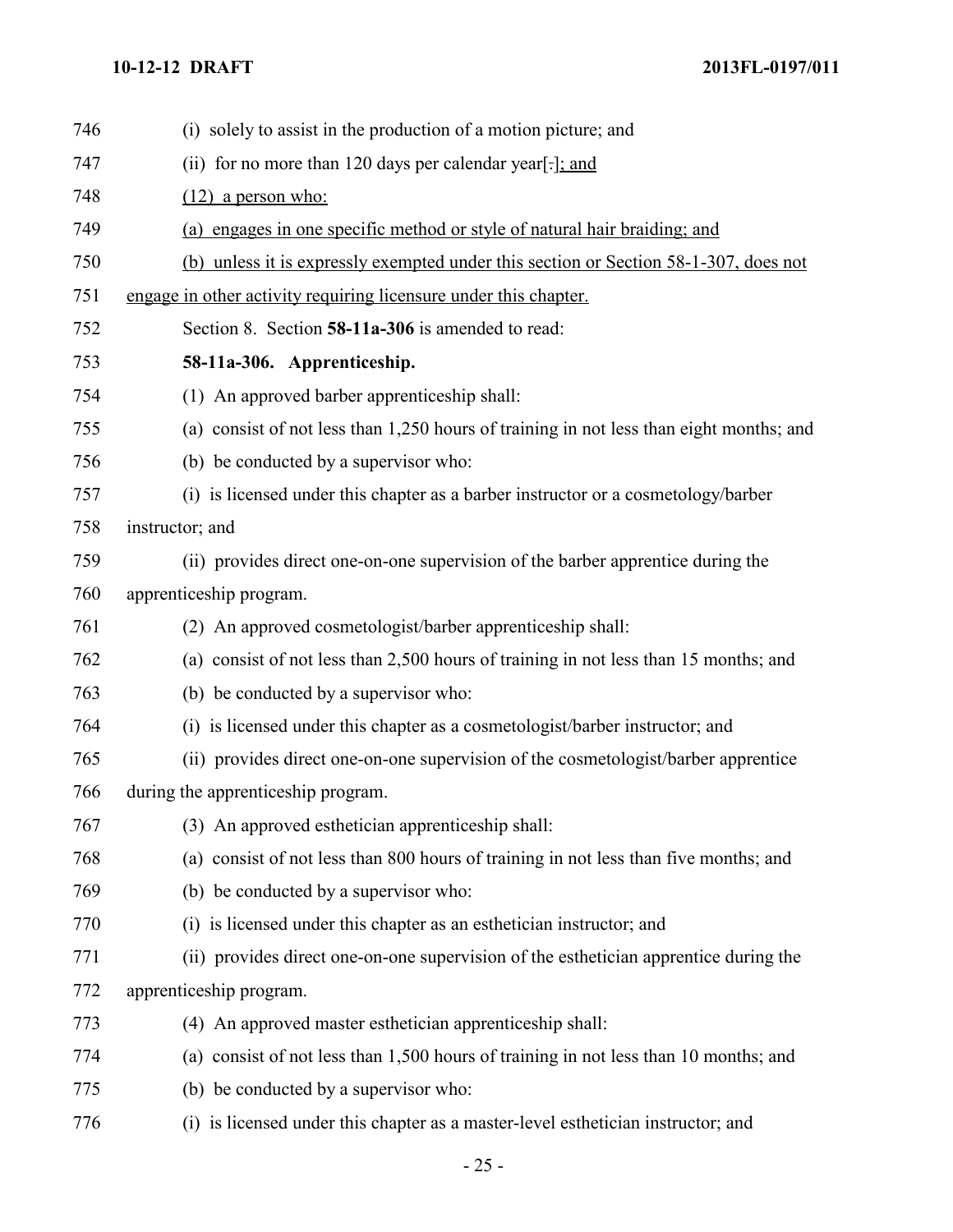(i) solely to assist in the production of a motion picture; and

(ii) for no more than 120 days per calendar year[.]; and

(12) a person who:

(a) engages in one specific method or style of natural hair braiding; and

(b) unless it is expressly exempted under this section or Section 58-1-307, does not engage in other activity requiring licensure under this chapter.

Section 8. Section **58-11a-306** is amended to read:

**58-11a-306. Apprenticeship.**

(1) An approved barber apprenticeship shall:

(a) consist of not less than 1,250 hours of training in not less than eight months; and

(b) be conducted by a supervisor who:

(i) is licensed under this chapter as a barber instructor or a cosmetology/barber instructor; and

(ii) provides direct one-on-one supervision of the barber apprentice during the apprenticeship program.

(2) An approved cosmetologist/barber apprenticeship shall:

(a) consist of not less than 2,500 hours of training in not less than 15 months; and

(b) be conducted by a supervisor who:

(i) is licensed under this chapter as a cosmetologist/barber instructor; and

(ii) provides direct one-on-one supervision of the cosmetologist/barber apprentice during the apprenticeship program.

(3) An approved esthetician apprenticeship shall:

(a) consist of not less than 800 hours of training in not less than five months; and

(b) be conducted by a supervisor who:

(i) is licensed under this chapter as an esthetician instructor; and

(ii) provides direct one-on-one supervision of the esthetician apprentice during the apprenticeship program.

(4) An approved master esthetician apprenticeship shall:

(a) consist of not less than 1,500 hours of training in not less than 10 months; and

(b) be conducted by a supervisor who:

(i) is licensed under this chapter as a master-level esthetician instructor; and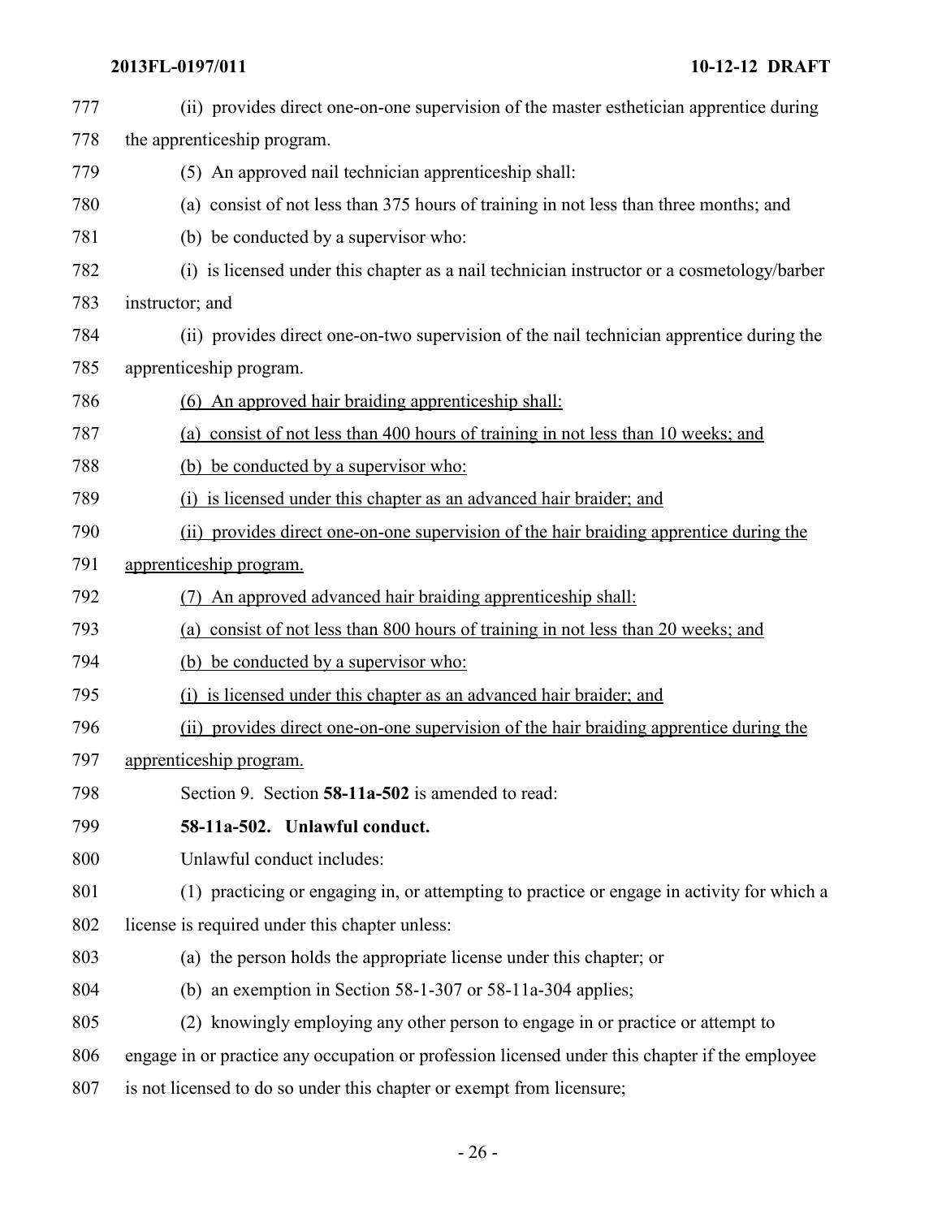(ii) provides direct one-on-one supervision of the master esthetician apprentice during the apprenticeship program.

(5) An approved nail technician apprenticeship shall:

(a) consist of not less than 375 hours of training in not less than three months; and

(b) be conducted by a supervisor who:

(i) is licensed under this chapter as a nail technician instructor or a cosmetology/barber instructor; and

(ii) provides direct one-on-two supervision of the nail technician apprentice during the apprenticeship program.

<u>(6) An approved hair braiding apprenticeship shall:</u>

<u>(a) consist of not less than 400 hours of training in not less than 10 weeks; and</u>

<u>(b) be conducted by a supervisor who:</u>

<u>(i) is licensed under this chapter as an advanced hair braider; and</u>

<u>(ii) provides direct one-on-one supervision of the hair braiding apprentice during the apprenticeship program.</u>

<u>(7) An approved advanced hair braiding apprenticeship shall:</u>

<u>(a) consist of not less than 800 hours of training in not less than 20 weeks; and</u>

<u>(b) be conducted by a supervisor who:</u>

<u>(i) is licensed under this chapter as an advanced hair braider; and</u>

<u>(ii) provides direct one-on-one supervision of the hair braiding apprentice during the apprenticeship program.</u>

Section 9. Section **58-11a-502** is amended to read:

**58-11a-502. Unlawful conduct.**

Unlawful conduct includes:

(1) practicing or engaging in, or attempting to practice or engage in activity for which a license is required under this chapter unless:

(a) the person holds the appropriate license under this chapter; or

(b) an exemption in Section 58-1-307 or 58-11a-304 applies;

(2) knowingly employing any other person to engage in or practice or attempt to engage in or practice any occupation or profession licensed under this chapter if the employee is not licensed to do so under this chapter or exempt from licensure;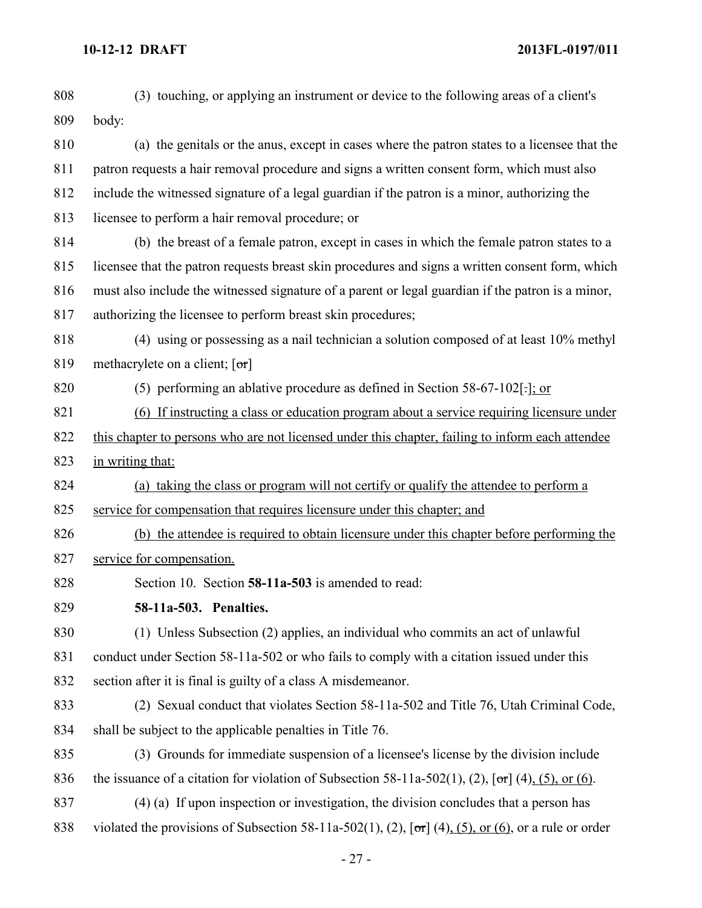(3) touching, or applying an instrument or device to the following areas of a client's body:

(a) the genitals or the anus, except in cases where the patron states to a licensee that the patron requests a hair removal procedure and signs a written consent form, which must also include the witnessed signature of a legal guardian if the patron is a minor, authorizing the licensee to perform a hair removal procedure; or

(b) the breast of a female patron, except in cases in which the female patron states to a licensee that the patron requests breast skin procedures and signs a written consent form, which must also include the witnessed signature of a parent or legal guardian if the patron is a minor, authorizing the licensee to perform breast skin procedures;

(4) using or possessing as a nail technician a solution composed of at least 10% methyl methacrylete on a client; [~~or~~]

(5) performing an ablative procedure as defined in Section 58-67-102[~~.~~]; or

(6) If instructing a class or education program about a service requiring licensure under this chapter to persons who are not licensed under this chapter, failing to inform each attendee in writing that:

(a) taking the class or program will not certify or qualify the attendee to perform a service for compensation that requires licensure under this chapter; and

(b) the attendee is required to obtain licensure under this chapter before performing the service for compensation.

Section 10. Section **58-11a-503** is amended to read:

**58-11a-503. Penalties.**

(1) Unless Subsection (2) applies, an individual who commits an act of unlawful conduct under Section 58-11a-502 or who fails to comply with a citation issued under this section after it is final is guilty of a class A misdemeanor.

(2) Sexual conduct that violates Section 58-11a-502 and Title 76, Utah Criminal Code, shall be subject to the applicable penalties in Title 76.

(3) Grounds for immediate suspension of a licensee's license by the division include the issuance of a citation for violation of Subsection 58-11a-502(1), (2), [~~or~~] (4), (5), or (6).

(4) (a) If upon inspection or investigation, the division concludes that a person has violated the provisions of Subsection 58-11a-502(1), (2), [~~or~~] (4), (5), or (6), or a rule or order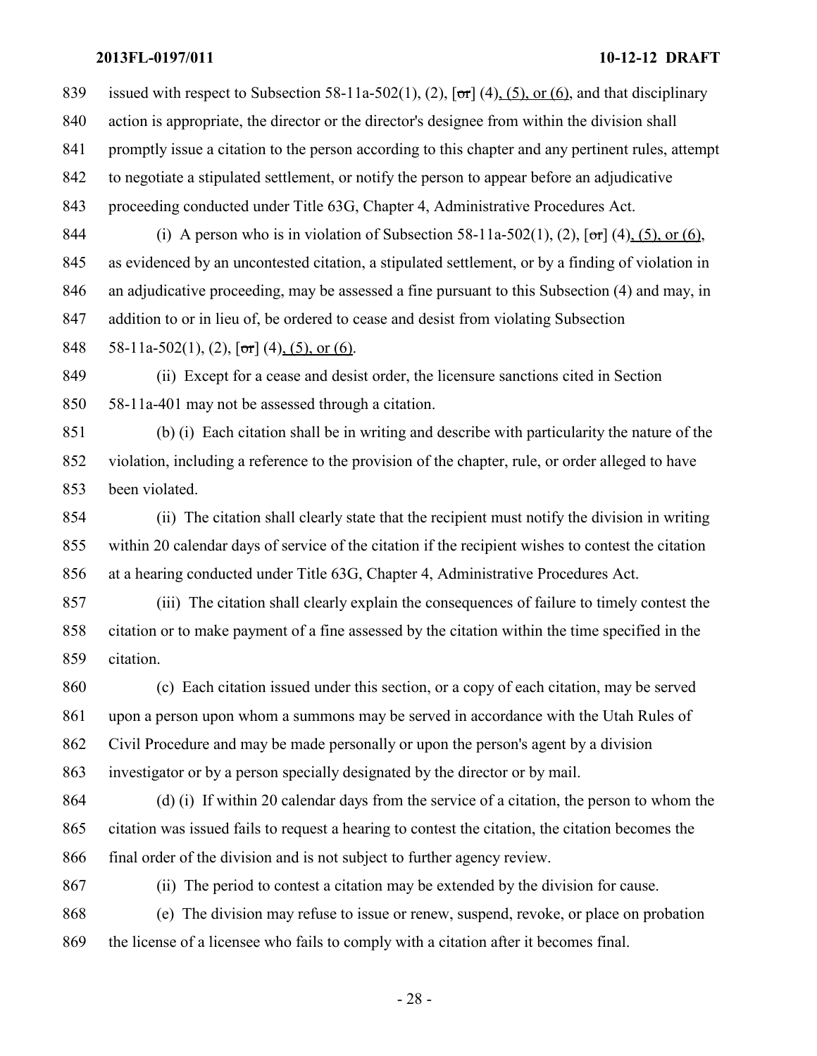839 issued with respect to Subsection 58-11a-502(1), (2), [~~or~~] (4), (5), or (6), and that disciplinary
840 action is appropriate, the director or the director's designee from within the division shall
841 promptly issue a citation to the person according to this chapter and any pertinent rules, attempt
842 to negotiate a stipulated settlement, or notify the person to appear before an adjudicative
843 proceeding conducted under Title 63G, Chapter 4, Administrative Procedures Act.

844 (i) A person who is in violation of Subsection 58-11a-502(1), (2), [~~or~~] (4), (5), or (6),
845 as evidenced by an uncontested citation, a stipulated settlement, or by a finding of violation in
846 an adjudicative proceeding, may be assessed a fine pursuant to this Subsection (4) and may, in
847 addition to or in lieu of, be ordered to cease and desist from violating Subsection
848 58-11a-502(1), (2), [~~or~~] (4), (5), or (6).

849 (ii) Except for a cease and desist order, the licensure sanctions cited in Section
850 58-11a-401 may not be assessed through a citation.

851 (b) (i) Each citation shall be in writing and describe with particularity the nature of the
852 violation, including a reference to the provision of the chapter, rule, or order alleged to have
853 been violated.

854 (ii) The citation shall clearly state that the recipient must notify the division in writing
855 within 20 calendar days of service of the citation if the recipient wishes to contest the citation
856 at a hearing conducted under Title 63G, Chapter 4, Administrative Procedures Act.

857 (iii) The citation shall clearly explain the consequences of failure to timely contest the
858 citation or to make payment of a fine assessed by the citation within the time specified in the
859 citation.

860 (c) Each citation issued under this section, or a copy of each citation, may be served
861 upon a person upon whom a summons may be served in accordance with the Utah Rules of
862 Civil Procedure and may be made personally or upon the person's agent by a division
863 investigator or by a person specially designated by the director or by mail.

864 (d) (i) If within 20 calendar days from the service of a citation, the person to whom the
865 citation was issued fails to request a hearing to contest the citation, the citation becomes the
866 final order of the division and is not subject to further agency review.

867 (ii) The period to contest a citation may be extended by the division for cause.

868 (e) The division may refuse to issue or renew, suspend, revoke, or place on probation
869 the license of a licensee who fails to comply with a citation after it becomes final.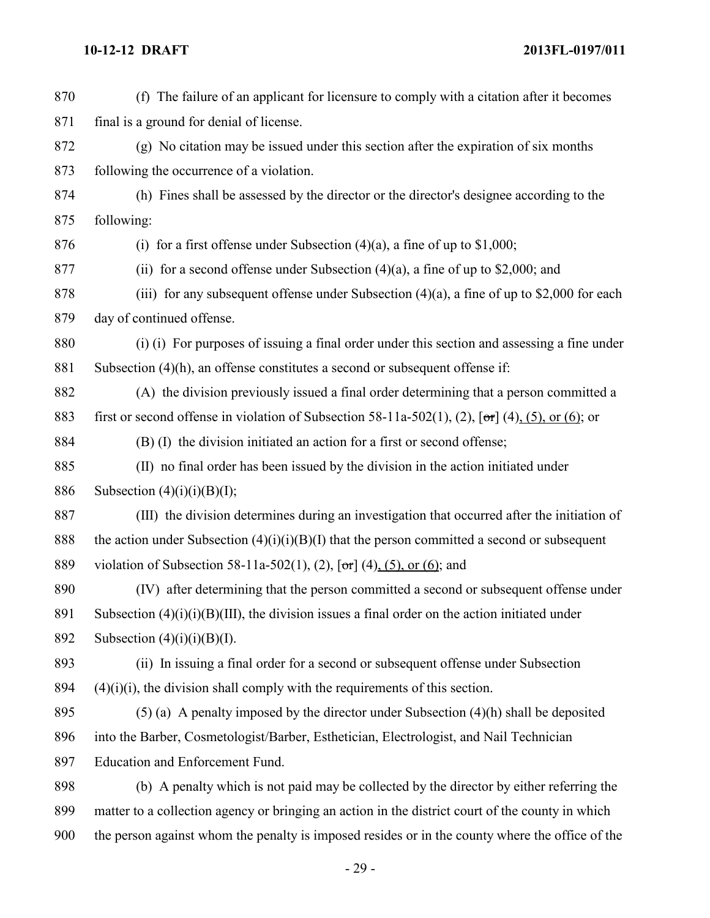870 (f) The failure of an applicant for licensure to comply with a citation after it becomes
871 final is a ground for denial of license.

872 (g) No citation may be issued under this section after the expiration of six months
873 following the occurrence of a violation.

874 (h) Fines shall be assessed by the director or the director's designee according to the
875 following:

876 (i) for a first offense under Subsection (4)(a), a fine of up to $1,000;

877 (ii) for a second offense under Subsection (4)(a), a fine of up to $2,000; and

878 (iii) for any subsequent offense under Subsection (4)(a), a fine of up to $2,000 for each
879 day of continued offense.

880 (i) (i) For purposes of issuing a final order under this section and assessing a fine under
881 Subsection (4)(h), an offense constitutes a second or subsequent offense if:

882 (A) the division previously issued a final order determining that a person committed a
883 first or second offense in violation of Subsection 58-11a-502(1), (2), [~~or~~] (4), (5), or (6); or

884 (B) (I) the division initiated an action for a first or second offense;

885 (II) no final order has been issued by the division in the action initiated under
886 Subsection (4)(i)(i)(B)(I);

887 (III) the division determines during an investigation that occurred after the initiation of
888 the action under Subsection (4)(i)(i)(B)(I) that the person committed a second or subsequent
889 violation of Subsection 58-11a-502(1), (2), [~~or~~] (4), (5), or (6); and

890 (IV) after determining that the person committed a second or subsequent offense under
891 Subsection (4)(i)(i)(B)(III), the division issues a final order on the action initiated under
892 Subsection (4)(i)(i)(B)(I).

893 (ii) In issuing a final order for a second or subsequent offense under Subsection
894 (4)(i)(i), the division shall comply with the requirements of this section.

895 (5) (a) A penalty imposed by the director under Subsection (4)(h) shall be deposited
896 into the Barber, Cosmetologist/Barber, Esthetician, Electrologist, and Nail Technician
897 Education and Enforcement Fund.

898 (b) A penalty which is not paid may be collected by the director by either referring the
899 matter to a collection agency or bringing an action in the district court of the county in which
900 the person against whom the penalty is imposed resides or in the county where the office of the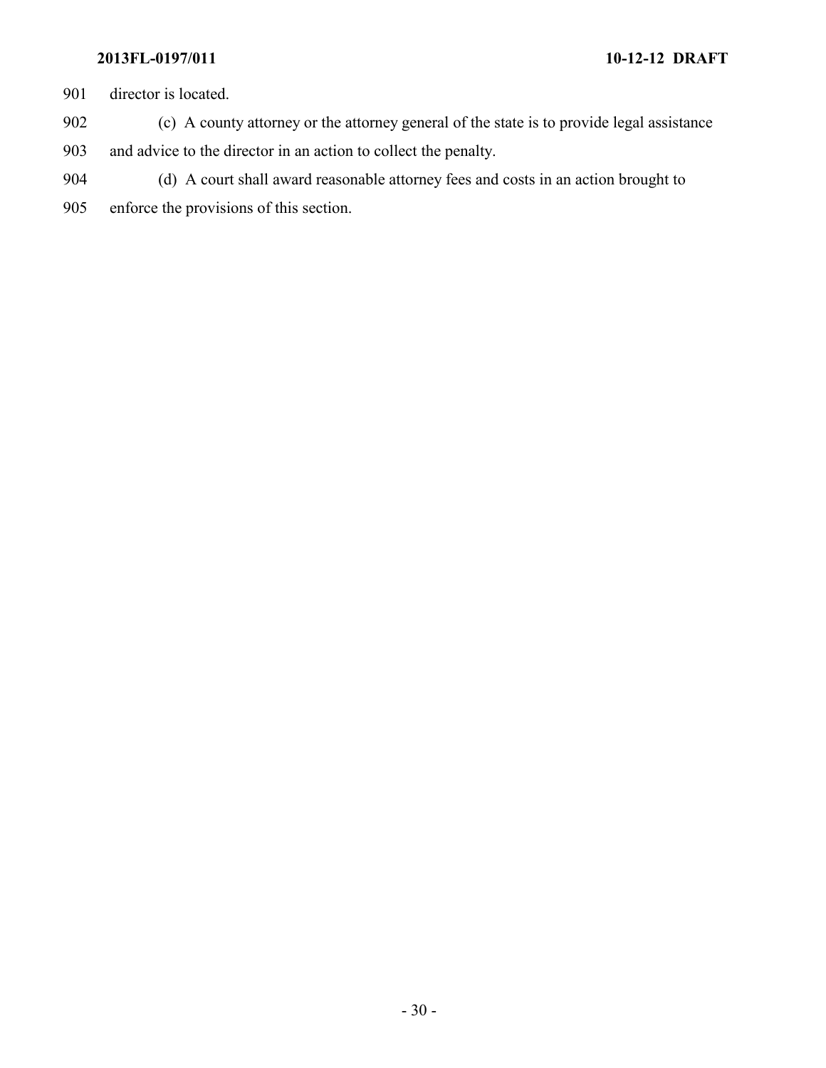director is located.

(c) A county attorney or the attorney general of the state is to provide legal assistance and advice to the director in an action to collect the penalty.

(d) A court shall award reasonable attorney fees and costs in an action brought to enforce the provisions of this section.